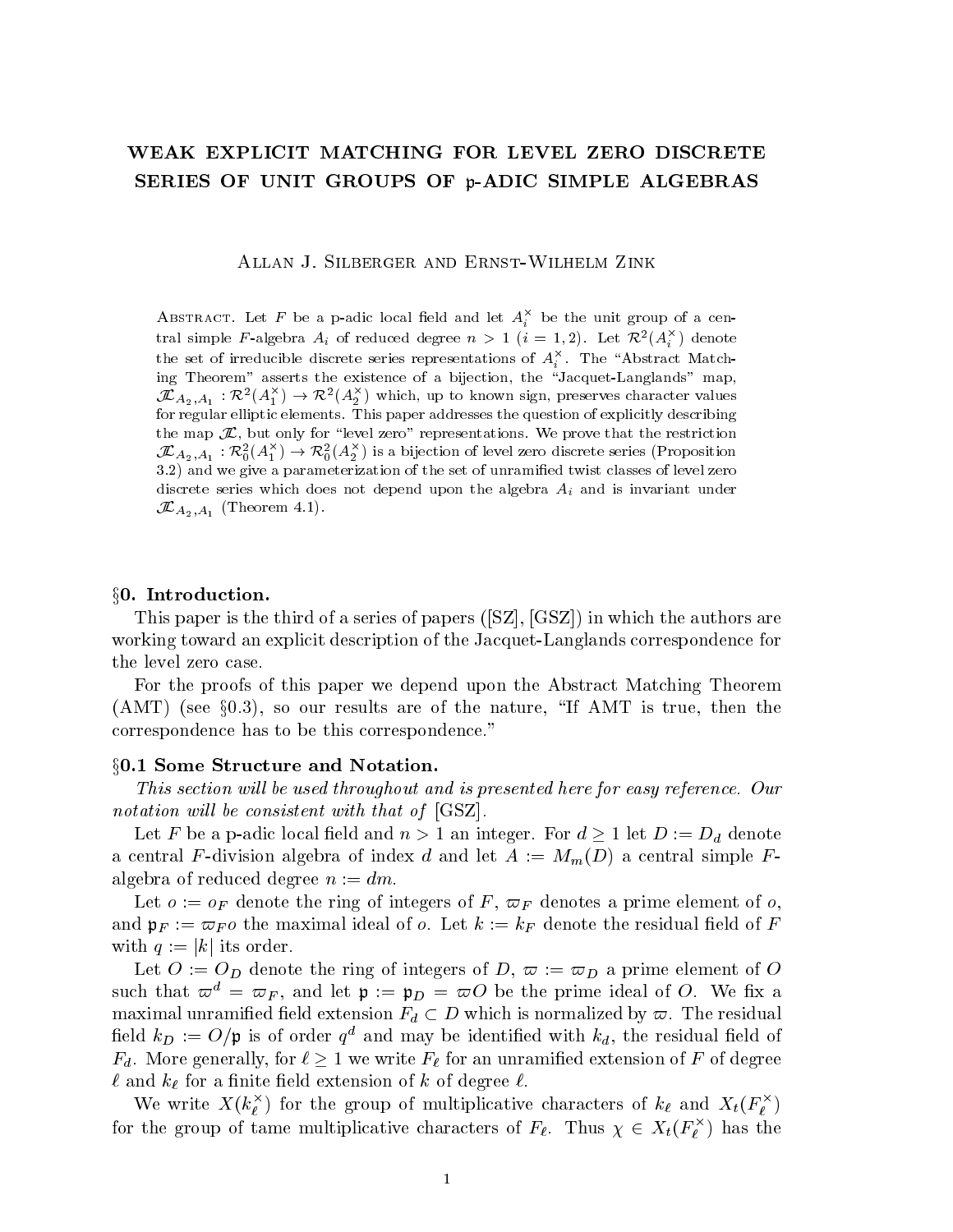# WEAK EXPLICIT MATCHING FOR LEVEL ZERO DISCRETE SERIES OF UNIT GROUPS OF $\mathfrak{p}$-ADIC SIMPLE ALGEBRAS

Allan J. Silberger and Ernst-Wilhelm Zink

Abstract. Let $F$ be a p-adic local field and let $A_i^\times$ be the unit group of a central simple $F$-algebra $A_i$ of reduced degree $n > 1$ $(i = 1, 2)$. Let $\mathcal{R}^2(A_i^\times)$ denote the set of irreducible discrete series representations of $A_i^\times$. The "Abstract Matching Theorem" asserts the existence of a bijection, the "Jacquet-Langlands" map, $\mathcal{JL}_{A_2,A_1} : \mathcal{R}^2(A_1^\times) \to \mathcal{R}^2(A_2^\times)$ which, up to known sign, preserves character values for regular elliptic elements. This paper addresses the question of explicitly describing the map $\mathcal{JL}$, but only for "level zero" representations. We prove that the restriction $\mathcal{JL}_{A_2,A_1} : \mathcal{R}_0^2(A_1^\times) \to \mathcal{R}_0^2(A_2^\times)$ is a bijection of level zero discrete series (Proposition 3.2) and we give a parameterization of the set of unramified twist classes of level zero discrete series which does not depend upon the algebra $A_i$ and is invariant under $\mathcal{JL}_{A_2,A_1}$ (Theorem 4.1).

## §0. Introduction.

This paper is the third of a series of papers ([SZ], [GSZ]) in which the authors are working toward an explicit description of the Jacquet-Langlands correspondence for the level zero case.

For the proofs of this paper we depend upon the Abstract Matching Theorem (AMT) (see §0.3), so our results are of the nature, "If AMT is true, then the correspondence has to be this correspondence."

## §0.1 Some Structure and Notation.

*This section will be used throughout and is presented here for easy reference. Our notation will be consistent with that of* [GSZ].

Let $F$ be a p-adic local field and $n > 1$ an integer. For $d \geq 1$ let $D := D_d$ denote a central $F$-division algebra of index $d$ and let $A := M_m(D)$ a central simple $F$-algebra of reduced degree $n := dm$.

Let $o := o_F$ denote the ring of integers of $F$, $\varpi_F$ denotes a prime element of $o$, and $\mathfrak{p}_F := \varpi_F o$ the maximal ideal of $o$. Let $k := k_F$ denote the residual field of $F$ with $q := |k|$ its order.

Let $O := O_D$ denote the ring of integers of $D$, $\varpi := \varpi_D$ a prime element of $O$ such that $\varpi^d = \varpi_F$, and let $\mathfrak{p} := \mathfrak{p}_D = \varpi O$ be the prime ideal of $O$. We fix a maximal unramified field extension $F_d \subset D$ which is normalized by $\varpi$. The residual field $k_D := O/\mathfrak{p}$ is of order $q^d$ and may be identified with $k_d$, the residual field of $F_d$. More generally, for $\ell \geq 1$ we write $F_\ell$ for an unramified extension of $F$ of degree $\ell$ and $k_\ell$ for a finite field extension of $k$ of degree $\ell$.

We write $X(k_\ell^\times)$ for the group of multiplicative characters of $k_\ell$ and $X_t(F_\ell^\times)$ for the group of tame multiplicative characters of $F_\ell$. Thus $\chi \in X_t(F_\ell^\times)$ has the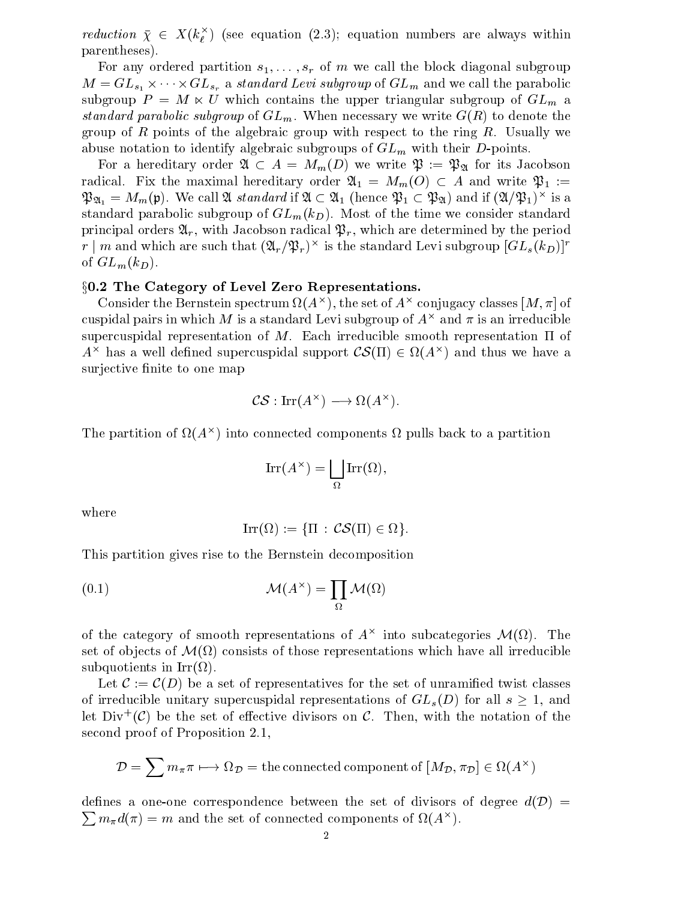*reduction* $\bar{\chi} \in X(k_\ell^\times)$ (see equation (2.3); equation numbers are always within parentheses).

For any ordered partition $s_1, \ldots, s_r$ of $m$ we call the block diagonal subgroup $M = GL_{s_1} \times \cdots \times GL_{s_r}$ a *standard Levi subgroup* of $GL_m$ and we call the parabolic subgroup $P = M \ltimes U$ which contains the upper triangular subgroup of $GL_m$ a *standard parabolic subgroup* of $GL_m$. When necessary we write $G(R)$ to denote the group of $R$ points of the algebraic group with respect to the ring $R$. Usually we abuse notation to identify algebraic subgroups of $GL_m$ with their $D$-points.

For a hereditary order $\mathfrak{A} \subset A = M_m(D)$ we write $\mathfrak{P} := \mathfrak{P}_{\mathfrak{A}}$ for its Jacobson radical. Fix the maximal hereditary order $\mathfrak{A}_1 = M_m(O) \subset A$ and write $\mathfrak{P}_1 := \mathfrak{P}_{\mathfrak{A}_1} = M_m(\mathfrak{p})$. We call $\mathfrak{A}$ *standard* if $\mathfrak{A} \subset \mathfrak{A}_1$ (hence $\mathfrak{P}_1 \subset \mathfrak{P}_{\mathfrak{A}}$) and if $(\mathfrak{A}/\mathfrak{P}_1)^\times$ is a standard parabolic subgroup of $GL_m(k_D)$. Most of the time we consider standard principal orders $\mathfrak{A}_r$, with Jacobson radical $\mathfrak{P}_r$, which are determined by the period $r \mid m$ and which are such that $(\mathfrak{A}_r/\mathfrak{P}_r)^\times$ is the standard Levi subgroup $[GL_s(k_D)]^r$ of $GL_m(k_D)$.

## §0.2 The Category of Level Zero Representations.

Consider the Bernstein spectrum $\Omega(A^\times)$, the set of $A^\times$ conjugacy classes $[M, \pi]$ of cuspidal pairs in which $M$ is a standard Levi subgroup of $A^\times$ and $\pi$ is an irreducible supercuspidal representation of $M$. Each irreducible smooth representation $\Pi$ of $A^\times$ has a well defined supercuspidal support $\mathcal{CS}(\Pi) \in \Omega(A^\times)$ and thus we have a surjective finite to one map

$$\mathcal{CS} : \mathrm{Irr}(A^\times) \longrightarrow \Omega(A^\times).$$

The partition of $\Omega(A^\times)$ into connected components $\Omega$ pulls back to a partition

$$\mathrm{Irr}(A^\times) = \bigsqcup_{\Omega} \mathrm{Irr}(\Omega),$$

where

$$\mathrm{Irr}(\Omega) := \{\Pi \,:\, \mathcal{CS}(\Pi) \in \Omega\}.$$

This partition gives rise to the Bernstein decomposition

$$\mathcal{M}(A^\times) = \prod_{\Omega} \mathcal{M}(\Omega) \tag{0.1}$$

of the category of smooth representations of $A^\times$ into subcategories $\mathcal{M}(\Omega)$. The set of objects of $\mathcal{M}(\Omega)$ consists of those representations which have all irreducible subquotients in $\mathrm{Irr}(\Omega)$.

Let $\mathcal{C} := \mathcal{C}(D)$ be a set of representatives for the set of unramified twist classes of irreducible unitary supercuspidal representations of $GL_s(D)$ for all $s \geq 1$, and let $\mathrm{Div}^+(\mathcal{C})$ be the set of effective divisors on $\mathcal{C}$. Then, with the notation of the second proof of Proposition 2.1,

$$\mathcal{D} = \sum m_\pi \pi \longmapsto \Omega_{\mathcal{D}} = \text{the connected component of } [M_{\mathcal{D}}, \pi_{\mathcal{D}}] \in \Omega(A^\times)$$

defines a one-one correspondence between the set of divisors of degree $d(\mathcal{D}) = \sum m_\pi d(\pi) = m$ and the set of connected components of $\Omega(A^\times)$.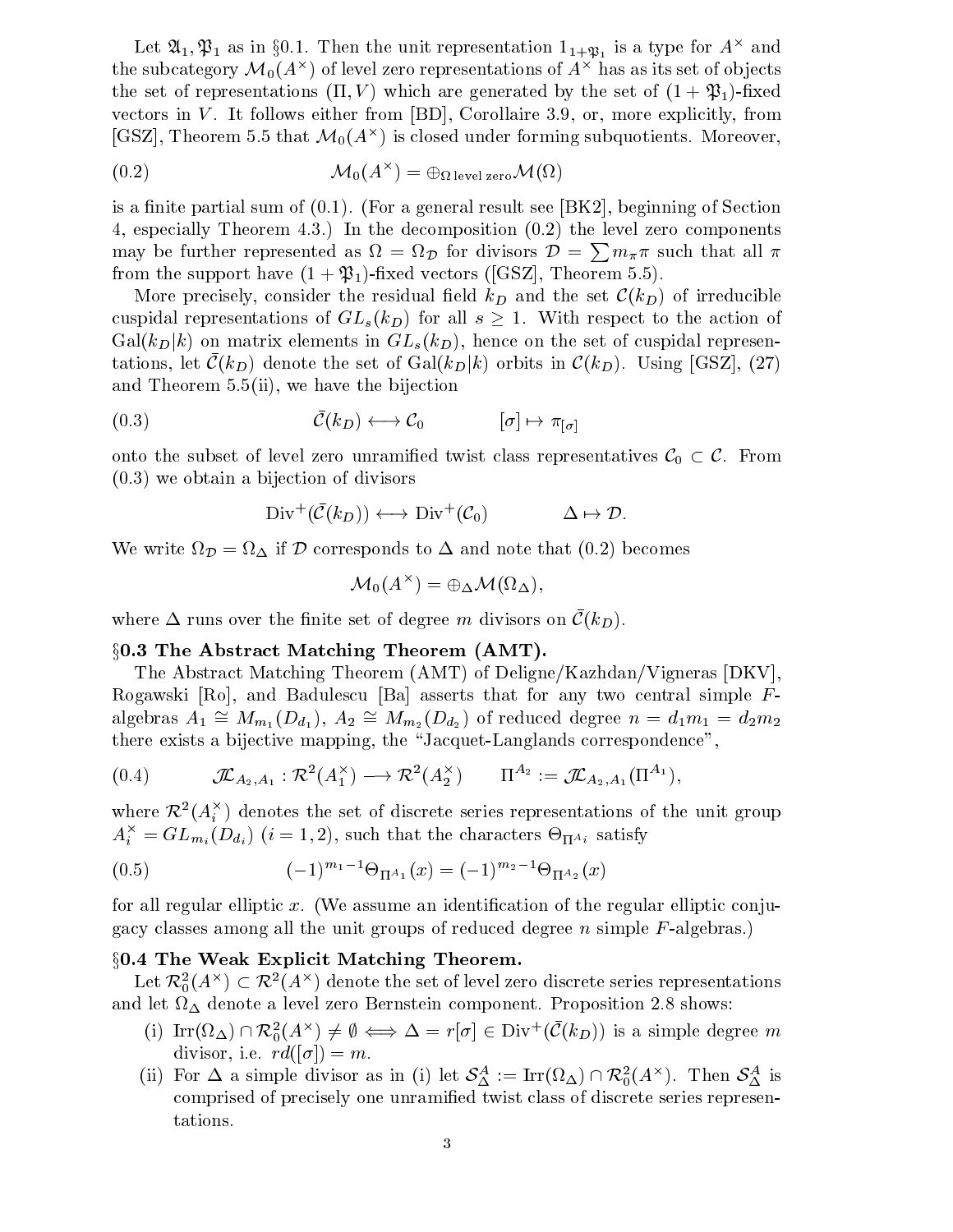Let $\mathfrak{A}_1, \mathfrak{P}_1$ as in §0.1. Then the unit representation $1_{1+\mathfrak{P}_1}$ is a type for $A^\times$ and the subcategory $\mathcal{M}_0(A^\times)$ of level zero representations of $A^\times$ has as its set of objects the set of representations $(\Pi, V)$ which are generated by the set of $(1+\mathfrak{P}_1)$-fixed vectors in $V$. It follows either from [BD], Corollaire 3.9, or, more explicitly, from [GSZ], Theorem 5.5 that $\mathcal{M}_0(A^\times)$ is closed under forming subquotients. Moreover,

$$\mathcal{M}_0(A^\times) = \oplus_{\Omega \text{ level zero}} \mathcal{M}(\Omega) \tag{0.2}$$

is a finite partial sum of (0.1). (For a general result see [BK2], beginning of Section 4, especially Theorem 4.3.) In the decomposition (0.2) the level zero components may be further represented as $\Omega = \Omega_{\mathcal{D}}$ for divisors $\mathcal{D} = \sum m_\pi \pi$ such that all $\pi$ from the support have $(1+\mathfrak{P}_1)$-fixed vectors ([GSZ], Theorem 5.5).

More precisely, consider the residual field $k_D$ and the set $\mathcal{C}(k_D)$ of irreducible cuspidal representations of $GL_s(k_D)$ for all $s \geq 1$. With respect to the action of $\mathrm{Gal}(k_D|k)$ on matrix elements in $GL_s(k_D)$, hence on the set of cuspidal representations, let $\bar{\mathcal{C}}(k_D)$ denote the set of $\mathrm{Gal}(k_D|k)$ orbits in $\mathcal{C}(k_D)$. Using [GSZ], (27) and Theorem 5.5(ii), we have the bijection

$$\bar{\mathcal{C}}(k_D) \longleftrightarrow \mathcal{C}_0 \qquad [\sigma] \mapsto \pi_{[\sigma]} \tag{0.3}$$

onto the subset of level zero unramified twist class representatives $\mathcal{C}_0 \subset \mathcal{C}$. From (0.3) we obtain a bijection of divisors

$$\mathrm{Div}^+(\bar{\mathcal{C}}(k_D)) \longleftrightarrow \mathrm{Div}^+(\mathcal{C}_0) \qquad \Delta \mapsto \mathcal{D}.$$

We write $\Omega_{\mathcal{D}} = \Omega_\Delta$ if $\mathcal{D}$ corresponds to $\Delta$ and note that (0.2) becomes

$$\mathcal{M}_0(A^\times) = \oplus_\Delta \mathcal{M}(\Omega_\Delta),$$

where $\Delta$ runs over the finite set of degree $m$ divisors on $\bar{\mathcal{C}}(k_D)$.

### §0.3 The Abstract Matching Theorem (AMT).

The Abstract Matching Theorem (AMT) of Deligne/Kazhdan/Vigneras [DKV], Rogawski [Ro], and Badulescu [Ba] asserts that for any two central simple $F$-algebras $A_1 \cong M_{m_1}(D_{d_1})$, $A_2 \cong M_{m_2}(D_{d_2})$ of reduced degree $n = d_1 m_1 = d_2 m_2$ there exists a bijective mapping, the "Jacquet-Langlands correspondence",

$$\mathcal{JL}_{A_2,A_1} : \mathcal{R}^2(A_1^\times) \longrightarrow \mathcal{R}^2(A_2^\times) \qquad \Pi^{A_2} := \mathcal{JL}_{A_2,A_1}(\Pi^{A_1}), \tag{0.4}$$

where $\mathcal{R}^2(A_i^\times)$ denotes the set of discrete series representations of the unit group $A_i^\times = GL_{m_i}(D_{d_i})$ $(i = 1, 2)$, such that the characters $\Theta_{\Pi^{A_i}}$ satisfy

$$(-1)^{m_1-1}\Theta_{\Pi^{A_1}}(x) = (-1)^{m_2-1}\Theta_{\Pi^{A_2}}(x) \tag{0.5}$$

for all regular elliptic $x$. (We assume an identification of the regular elliptic conjugacy classes among all the unit groups of reduced degree $n$ simple $F$-algebras.)

### §0.4 The Weak Explicit Matching Theorem.

Let $\mathcal{R}_0^2(A^\times) \subset \mathcal{R}^2(A^\times)$ denote the set of level zero discrete series representations and let $\Omega_\Delta$ denote a level zero Bernstein component. Proposition 2.8 shows:

(i) $\mathrm{Irr}(\Omega_\Delta) \cap \mathcal{R}_0^2(A^\times) \neq \emptyset \iff \Delta = r[\sigma] \in \mathrm{Div}^+(\bar{\mathcal{C}}(k_D))$ is a simple degree $m$ divisor, i.e. $rd([\sigma]) = m$.

(ii) For $\Delta$ a simple divisor as in (i) let $\mathcal{S}_\Delta^A := \mathrm{Irr}(\Omega_\Delta) \cap \mathcal{R}_0^2(A^\times)$. Then $\mathcal{S}_\Delta^A$ is comprised of precisely one unramified twist class of discrete series representations.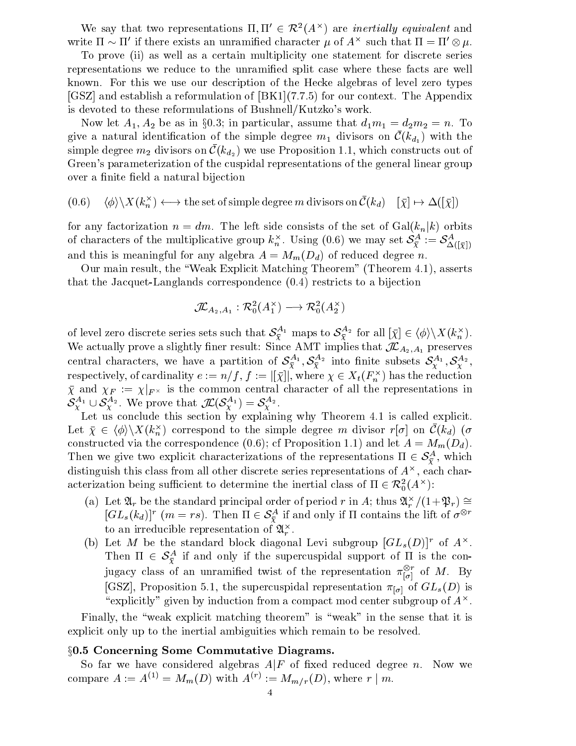We say that two representations $\Pi, \Pi' \in \mathcal{R}^2(A^\times)$ are *inertially equivalent* and write $\Pi \sim \Pi'$ if there exists an unramified character $\mu$ of $A^\times$ such that $\Pi = \Pi' \otimes \mu$.

To prove (ii) as well as a certain multiplicity one statement for discrete series representations we reduce to the unramified split case where these facts are well known. For this we use our description of the Hecke algebras of level zero types [GSZ] and establish a reformulation of [BK1](7.7.5) for our context. The Appendix is devoted to these reformulations of Bushnell/Kutzko's work.

Now let $A_1, A_2$ be as in §0.3; in particular, assume that $d_1 m_1 = d_2 m_2 = n$. To give a natural identification of the simple degree $m_1$ divisors on $\bar{\mathcal{C}}(k_{d_1})$ with the simple degree $m_2$ divisors on $\bar{\mathcal{C}}(k_{d_2})$ we use Proposition 1.1, which constructs out of Green's parameterization of the cuspidal representations of the general linear group over a finite field a natural bijection

$$(0.6) \quad \langle\phi\rangle \backslash X(k_n^\times) \longleftrightarrow \text{the set of simple degree } m \text{ divisors on } \bar{\mathcal{C}}(k_d) \quad [\bar{\chi}] \mapsto \Delta([\bar{\chi}])$$

for any factorization $n = dm$. The left side consists of the set of $\mathrm{Gal}(k_n|k)$ orbits of characters of the multiplicative group $k_n^\times$. Using (0.6) we may set $\mathcal{S}^A_{\bar{\chi}} := \mathcal{S}^A_{\Delta([\bar{\chi}])}$ and this is meaningful for any algebra $A = M_m(D_d)$ of reduced degree $n$.

Our main result, the "Weak Explicit Matching Theorem" (Theorem 4.1), asserts that the Jacquet-Langlands correspondence (0.4) restricts to a bijection

$$\mathcal{JL}_{A_2,A_1} : \mathcal{R}^2_0(A_1^\times) \longrightarrow \mathcal{R}^2_0(A_2^\times)$$

of level zero discrete series sets such that $\mathcal{S}^{A_1}_{\bar{\chi}}$ maps to $\mathcal{S}^{A_2}_{\bar{\chi}}$ for all $[\bar{\chi}] \in \langle\phi\rangle\backslash X(k_n^\times)$. We actually prove a slightly finer result: Since AMT implies that $\mathcal{JL}_{A_2,A_1}$ preserves central characters, we have a partition of $\mathcal{S}^{A_1}_{\bar{\chi}}, \mathcal{S}^{A_2}_{\bar{\chi}}$ into finite subsets $\mathcal{S}^{A_1}_{\chi}, \mathcal{S}^{A_2}_{\chi}$, respectively, of cardinality $e := n/f$, $f := |[\bar{\chi}]|$, where $\chi \in X_t(F_n^\times)$ has the reduction $\bar{\chi}$ and $\chi_F := \chi|_{F^\times}$ is the common central character of all the representations in $\mathcal{S}^{A_1}_{\chi} \cup \mathcal{S}^{A_2}_{\chi}$. We prove that $\mathcal{JL}(\mathcal{S}^{A_1}_{\chi}) = \mathcal{S}^{A_2}_{\chi}$.

Let us conclude this section by explaining why Theorem 4.1 is called explicit. Let $\bar{\chi} \in \langle\phi\rangle\backslash X(k_n^\times)$ correspond to the simple degree $m$ divisor $r[\sigma]$ on $\bar{\mathcal{C}}(k_d)$ ($\sigma$ constructed via the correspondence (0.6); cf Proposition 1.1) and let $A = M_m(D_d)$. Then we give two explicit characterizations of the representations $\Pi \in \mathcal{S}^A_{\bar{\chi}}$, which distinguish this class from all other discrete series representations of $A^\times$, each characterization being sufficient to determine the inertial class of $\Pi \in \mathcal{R}^2_0(A^\times)$:

(a) Let $\mathfrak{A}_r$ be the standard principal order of period $r$ in $A$; thus $\mathfrak{A}_r^\times/(1+\mathfrak{P}_r) \cong [GL_s(k_d)]^r$ ($m = rs$). Then $\Pi \in \mathcal{S}^A_{\bar{\chi}}$ if and only if $\Pi$ contains the lift of $\sigma^{\otimes r}$ to an irreducible representation of $\mathfrak{A}_r^\times$.

(b) Let $M$ be the standard block diagonal Levi subgroup $[GL_s(D)]^r$ of $A^\times$. Then $\Pi \in \mathcal{S}^A_{\bar{\chi}}$ if and only if the supercuspidal support of $\Pi$ is the conjugacy class of an unramified twist of the representation $\pi_{[\sigma]}^{\otimes r}$ of $M$. By [GSZ], Proposition 5.1, the supercuspidal representation $\pi_{[\sigma]}$ of $GL_s(D)$ is "explicitly" given by induction from a compact mod center subgroup of $A^\times$.

Finally, the "weak explicit matching theorem" is "weak" in the sense that it is explicit only up to the inertial ambiguities which remain to be resolved.

### §0.5 Concerning Some Commutative Diagrams.

So far we have considered algebras $A|F$ of fixed reduced degree $n$. Now we compare $A := A^{(1)} = M_m(D)$ with $A^{(r)} := M_{m/r}(D)$, where $r \mid m$.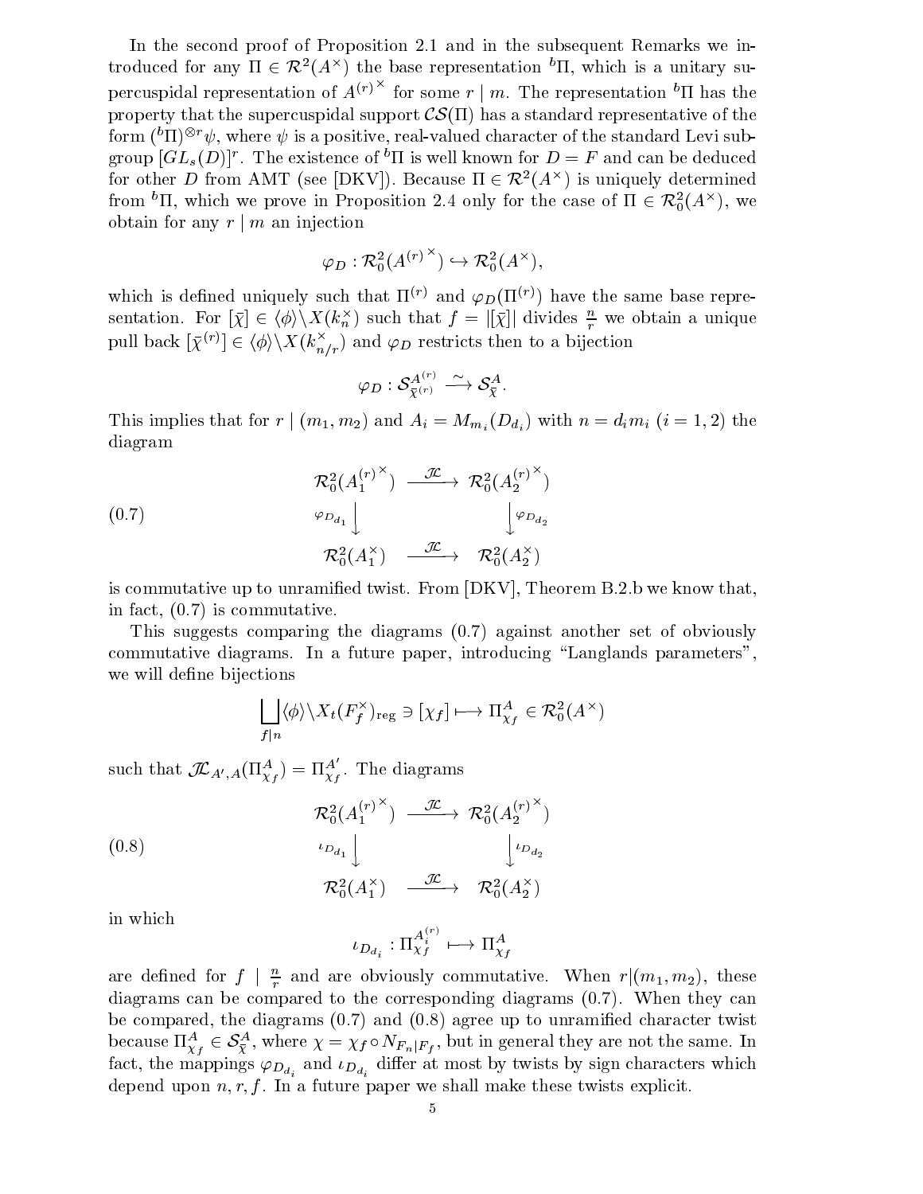In the second proof of Proposition 2.1 and in the subsequent Remarks we introduced for any $\Pi \in \mathcal{R}^2(A^\times)$ the base representation ${}^b\Pi$, which is a unitary supercuspidal representation of ${A^{(r)}}^\times$ for some $r \mid m$. The representation ${}^b\Pi$ has the property that the supercuspidal support $\mathcal{CS}(\Pi)$ has a standard representative of the form $({}^b\Pi)^{\otimes r}\psi$, where $\psi$ is a positive, real-valued character of the standard Levi subgroup $[GL_s(D)]^r$. The existence of ${}^b\Pi$ is well known for $D = F$ and can be deduced for other $D$ from AMT (see [DKV]). Because $\Pi \in \mathcal{R}^2(A^\times)$ is uniquely determined from ${}^b\Pi$, which we prove in Proposition 2.4 only for the case of $\Pi \in \mathcal{R}_0^2(A^\times)$, we obtain for any $r \mid m$ an injection

$$\varphi_D : \mathcal{R}_0^2({A^{(r)}}^\times) \hookrightarrow \mathcal{R}_0^2(A^\times),$$

which is defined uniquely such that $\Pi^{(r)}$ and $\varphi_D(\Pi^{(r)})$ have the same base representation. For $[\bar{\chi}] \in \langle\phi\rangle\backslash X(k_n^\times)$ such that $f = |[\bar{\chi}]|$ divides $\frac{n}{r}$ we obtain a unique pull back $[\bar{\chi}^{(r)}] \in \langle\phi\rangle\backslash X(k_{n/r}^\times)$ and $\varphi_D$ restricts then to a bijection

$$\varphi_D : \mathcal{S}_{\bar{\chi}^{(r)}}^{A^{(r)}} \xrightarrow{\sim} \mathcal{S}_{\bar{\chi}}^{A}.$$

This implies that for $r \mid (m_1, m_2)$ and $A_i = M_{m_i}(D_{d_i})$ with $n = d_i m_i$ $(i = 1, 2)$ the diagram

$$\begin{array}{ccc} \mathcal{R}_0^2({A_1^{(r)}}^\times) & \xrightarrow{\mathcal{JL}} & \mathcal{R}_0^2({A_2^{(r)}}^\times) \\ {\scriptstyle \varphi_{D_{d_1}}}\downarrow & & \downarrow{\scriptstyle \varphi_{D_{d_2}}} \\ \mathcal{R}_0^2(A_1^\times) & \xrightarrow{\mathcal{JL}} & \mathcal{R}_0^2(A_2^\times) \end{array} \tag{0.7}$$

is commutative up to unramified twist. From [DKV], Theorem B.2.b we know that, in fact, (0.7) is commutative.

This suggests comparing the diagrams (0.7) against another set of obviously commutative diagrams. In a future paper, introducing "Langlands parameters", we will define bijections

$$\bigsqcup_{f \mid n} \langle\phi\rangle\backslash X_t(F_f^\times)_{\mathrm{reg}} \ni [\chi_f] \longmapsto \Pi_{\chi_f}^A \in \mathcal{R}_0^2(A^\times)$$

such that $\mathcal{JL}_{A',A}(\Pi_{\chi_f}^A) = \Pi_{\chi_f}^{A'}$. The diagrams

$$\begin{array}{ccc} \mathcal{R}_0^2({A_1^{(r)}}^\times) & \xrightarrow{\mathcal{JL}} & \mathcal{R}_0^2({A_2^{(r)}}^\times) \\ {\scriptstyle \iota_{D_{d_1}}}\downarrow & & \downarrow{\scriptstyle \iota_{D_{d_2}}} \\ \mathcal{R}_0^2(A_1^\times) & \xrightarrow{\mathcal{JL}} & \mathcal{R}_0^2(A_2^\times) \end{array} \tag{0.8}$$

in which

$$\iota_{D_{d_i}} : \Pi_{\chi_f}^{A_i^{(r)}} \longmapsto \Pi_{\chi_f}^A$$

are defined for $f \mid \frac{n}{r}$ and are obviously commutative. When $r \mid (m_1, m_2)$, these diagrams can be compared to the corresponding diagrams (0.7). When they can be compared, the diagrams (0.7) and (0.8) agree up to unramified character twist because $\Pi_{\chi_f}^A \in \mathcal{S}_{\bar{\chi}}^A$, where $\chi = \chi_f \circ N_{F_n|F_f}$, but in general they are not the same. In fact, the mappings $\varphi_{D_{d_i}}$ and $\iota_{D_{d_i}}$ differ at most by twists by sign characters which depend upon $n, r, f$. In a future paper we shall make these twists explicit.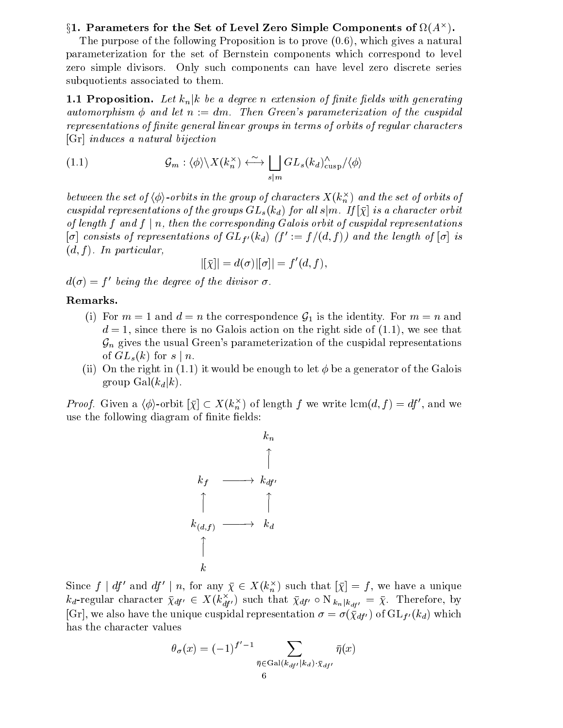## §1. Parameters for the Set of Level Zero Simple Components of $\Omega(A^\times)$.

The purpose of the following Proposition is to prove (0.6), which gives a natural parameterization for the set of Bernstein components which correspond to level zero simple divisors. Only such components can have level zero discrete series subquotients associated to them.

**1.1 Proposition.** *Let $k_n|k$ be a degree $n$ extension of finite fields with generating automorphism $\phi$ and let $n := dm$. Then Green's parameterization of the cuspidal representations of finite general linear groups in terms of orbits of regular characters* [Gr] *induces a natural bijection*

$$\mathcal{G}_m : \langle\phi\rangle\backslash X(k_n^\times) \overset{\sim}{\longleftrightarrow} \bigsqcup_{s|m} GL_s(k_d)^\wedge_{\text{cusp}}/\langle\phi\rangle \tag{1.1}$$

*between the set of $\langle\phi\rangle$-orbits in the group of characters $X(k_n^\times)$ and the set of orbits of cuspidal representations of the groups $GL_s(k_d)$ for all $s|m$. If $[\bar\chi]$ is a character orbit of length $f$ and $f \mid n$, then the corresponding Galois orbit of cuspidal representations $[\sigma]$ consists of representations of $GL_{f'}(k_d)$ ($f' := f/(d,f)$) and the length of $[\sigma]$ is $(d,f)$. In particular,*

$$|[\bar\chi]| = d(\sigma)|[\sigma]| = f'(d,f),$$

*$d(\sigma) = f'$ being the degree of the divisor $\sigma$.*

**Remarks.**

(i) For $m = 1$ and $d = n$ the correspondence $\mathcal{G}_1$ is the identity. For $m = n$ and $d = 1$, since there is no Galois action on the right side of (1.1), we see that $\mathcal{G}_n$ gives the usual Green's parameterization of the cuspidal representations of $GL_s(k)$ for $s \mid n$.

(ii) On the right in (1.1) it would be enough to let $\phi$ be a generator of the Galois group $\text{Gal}(k_d|k)$.

*Proof.* Given a $\langle\phi\rangle$-orbit $[\bar\chi] \subset X(k_n^\times)$ of length $f$ we write $\text{lcm}(d,f) = df'$, and we use the following diagram of finite fields:

$$\begin{array}{ccc}
 & & k_n \\
 & & \uparrow \\
k_f & \longrightarrow & k_{df'} \\
\uparrow & & \uparrow \\
k_{(d,f)} & \longrightarrow & k_d \\
\uparrow & & \\
k & &
\end{array}$$

Since $f \mid df'$ and $df' \mid n$, for any $\bar\chi \in X(k_n^\times)$ such that $[\bar\chi] = f$, we have a unique $k_d$-regular character $\bar\chi_{df'} \in X(k_{df'}^\times)$ such that $\bar\chi_{df'} \circ \mathrm{N}_{k_n|k_{df'}} = \bar\chi$. Therefore, by [Gr], we also have the unique cuspidal representation $\sigma = \sigma(\bar\chi_{df'})$ of $\mathrm{GL}_{f'}(k_d)$ which has the character values

$$\theta_\sigma(x) = (-1)^{f'-1} \sum_{\bar\eta \in \text{Gal}(k_{df'}|k_d)\cdot\bar\chi_{df'}} \bar\eta(x)$$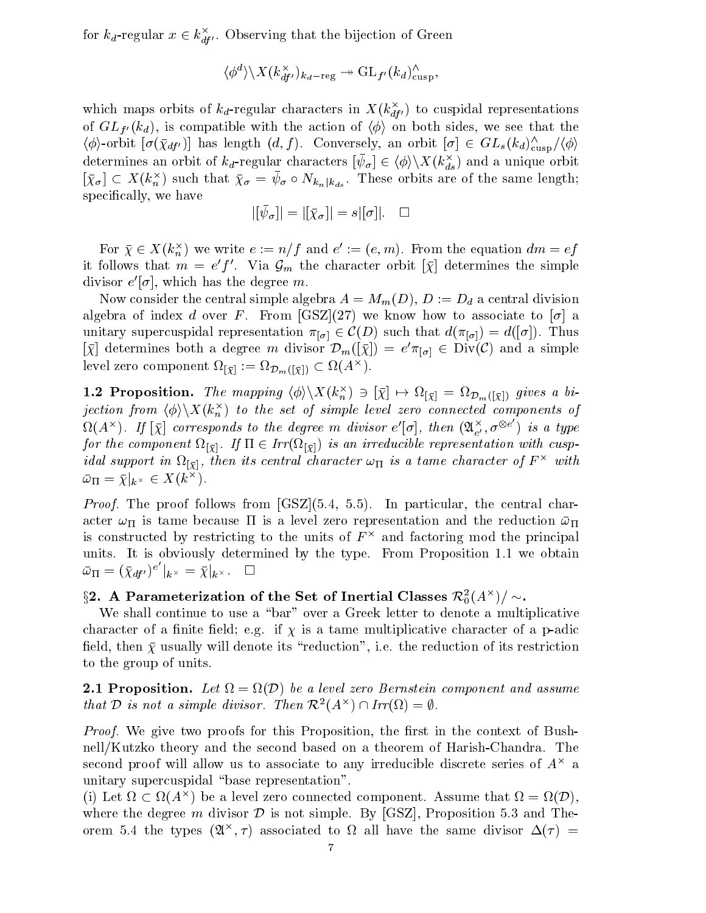for $k_d$-regular $x \in k_{df'}^\times$. Observing that the bijection of Green

$$\langle \phi^d \rangle \backslash X(k_{df'}^\times)_{k_d-\mathrm{reg}} \twoheadrightarrow \mathrm{GL}_{f'}(k_d)^\wedge_{\mathrm{cusp}},$$

which maps orbits of $k_d$-regular characters in $X(k_{df'}^\times)$ to cuspidal representations of $GL_{f'}(k_d)$, is compatible with the action of $\langle \phi \rangle$ on both sides, we see that the $\langle \phi \rangle$-orbit $[\sigma(\bar{\chi}_{df'})]$ has length $(d, f)$. Conversely, an orbit $[\sigma] \in GL_s(k_d)^\wedge_{\mathrm{cusp}}/\langle \phi \rangle$ determines an orbit of $k_d$-regular characters $[\bar{\psi}_\sigma] \in \langle \phi \rangle \backslash X(k_{ds}^\times)$ and a unique orbit $[\bar{\chi}_\sigma] \subset X(k_n^\times)$ such that $\bar{\chi}_\sigma = \bar{\psi}_\sigma \circ N_{k_n | k_{ds}}$. These orbits are of the same length; specifically, we have

$$|[\bar{\psi}_\sigma]| = |[\bar{\chi}_\sigma]| = s|[\sigma]|. \quad \square$$

For $\bar{\chi} \in X(k_n^\times)$ we write $e := n/f$ and $e' := (e, m)$. From the equation $dm = ef$ it follows that $m = e'f'$. Via $\mathcal{G}_m$ the character orbit $[\bar{\chi}]$ determines the simple divisor $e'[\sigma]$, which has the degree $m$.

Now consider the central simple algebra $A = M_m(D)$, $D := D_d$ a central division algebra of index $d$ over $F$. From [GSZ](27) we know how to associate to $[\sigma]$ a unitary supercuspidal representation $\pi_{[\sigma]} \in \mathcal{C}(D)$ such that $d(\pi_{[\sigma]}) = d([\sigma])$. Thus $[\bar{\chi}]$ determines both a degree $m$ divisor $\mathcal{D}_m([\bar{\chi}]) = e'\pi_{[\sigma]} \in \mathrm{Div}(\mathcal{C})$ and a simple level zero component $\Omega_{[\bar{\chi}]} := \Omega_{\mathcal{D}_m([\bar{\chi}])} \subset \Omega(A^\times)$.

**1.2 Proposition.** *The mapping $\langle \phi \rangle \backslash X(k_n^\times) \ni [\bar{\chi}] \mapsto \Omega_{[\bar{\chi}]} = \Omega_{\mathcal{D}_m([\bar{\chi}])}$ gives a bijection from $\langle \phi \rangle \backslash X(k_n^\times)$ to the set of simple level zero connected components of $\Omega(A^\times)$. If $[\bar{\chi}]$ corresponds to the degree $m$ divisor $e'[\sigma]$, then $(\mathfrak{A}_{e'}^\times, \sigma^{\otimes e'})$ is a type for the component $\Omega_{[\bar{\chi}]}$. If $\Pi \in Irr(\Omega_{[\bar{\chi}]})$ is an irreducible representation with cuspidal support in $\Omega_{[\bar{\chi}]}$, then its central character $\omega_\Pi$ is a tame character of $F^\times$ with $\bar{\omega}_\Pi = \bar{\chi}|_{k^\times} \in X(k^\times)$.*

*Proof.* The proof follows from [GSZ](5.4, 5.5). In particular, the central character $\omega_\Pi$ is tame because $\Pi$ is a level zero representation and the reduction $\bar{\omega}_\Pi$ is constructed by restricting to the units of $F^\times$ and factoring mod the principal units. It is obviously determined by the type. From Proposition 1.1 we obtain $\bar{\omega}_\Pi = (\bar{\chi}_{df'})^{e'}|_{k^\times} = \bar{\chi}|_{k^\times}$. $\square$

## §2. A Parameterization of the Set of Inertial Classes $\mathcal{R}_0^2(A^\times)/\sim$.

We shall continue to use a "bar" over a Greek letter to denote a multiplicative character of a finite field; e.g. if $\chi$ is a tame multiplicative character of a p-adic field, then $\bar{\chi}$ usually will denote its "reduction", i.e. the reduction of its restriction to the group of units.

**2.1 Proposition.** *Let $\Omega = \Omega(\mathcal{D})$ be a level zero Bernstein component and assume that $\mathcal{D}$ is not a simple divisor. Then $\mathcal{R}^2(A^\times) \cap Irr(\Omega) = \emptyset$.*

*Proof.* We give two proofs for this Proposition, the first in the context of Bushnell/Kutzko theory and the second based on a theorem of Harish-Chandra. The second proof will allow us to associate to any irreducible discrete series of $A^\times$ a unitary supercuspidal "base representation".

(i) Let $\Omega \subset \Omega(A^\times)$ be a level zero connected component. Assume that $\Omega = \Omega(\mathcal{D})$, where the degree $m$ divisor $\mathcal{D}$ is not simple. By [GSZ], Proposition 5.3 and Theorem 5.4 the types $(\mathfrak{A}^\times, \tau)$ associated to $\Omega$ all have the same divisor $\Delta(\tau) =$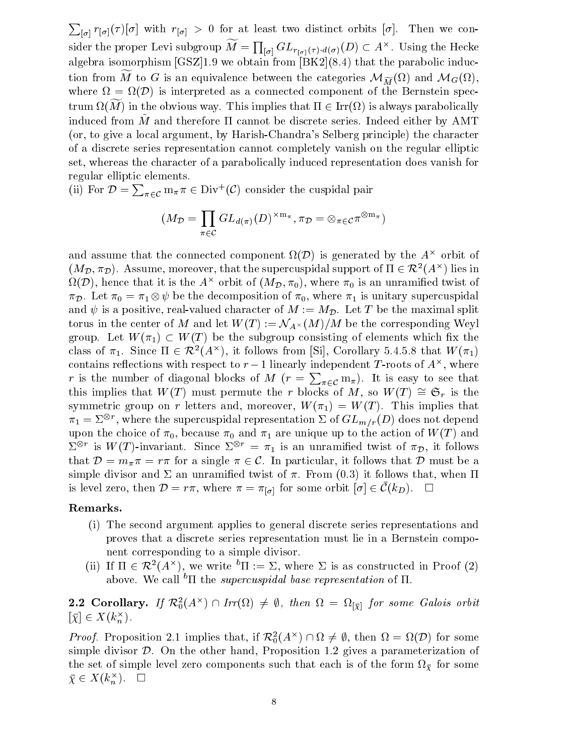$\sum_{[\sigma]} r_{[\sigma]}(\tau)[\sigma]$ with $r_{[\sigma]} > 0$ for at least two distinct orbits $[\sigma]$. Then we consider the proper Levi subgroup $\widetilde{M} = \prod_{[\sigma]} GL_{r_{[\sigma]}(\tau)\cdot d(\sigma)}(D) \subset A^\times$. Using the Hecke algebra isomorphism [GSZ]1.9 we obtain from [BK2](8.4) that the parabolic induction from $\widetilde{M}$ to $G$ is an equivalence between the categories $\mathcal{M}_{\widetilde{M}}(\Omega)$ and $\mathcal{M}_G(\Omega)$, where $\Omega = \Omega(\mathcal{D})$ is interpreted as a connected component of the Bernstein spectrum $\Omega(\widetilde{M})$ in the obvious way. This implies that $\Pi \in \mathrm{Irr}(\Omega)$ is always parabolically induced from $\tilde{M}$ and therefore $\Pi$ cannot be discrete series. Indeed either by AMT (or, to give a local argument, by Harish-Chandra's Selberg principle) the character of a discrete series representation cannot completely vanish on the regular elliptic set, whereas the character of a parabolically induced representation does vanish for regular elliptic elements.

(ii) For $\mathcal{D} = \sum_{\pi\in\mathcal{C}} \mathrm{m}_\pi \pi \in \mathrm{Div}^+(\mathcal{C})$ consider the cuspidal pair

$$(M_\mathcal{D} = \prod_{\pi\in\mathcal{C}} GL_{d(\pi)}(D)^{\times \mathrm{m}_\pi}, \pi_\mathcal{D} = \otimes_{\pi\in\mathcal{C}} \pi^{\otimes \mathrm{m}_\pi})$$

and assume that the connected component $\Omega(\mathcal{D})$ is generated by the $A^\times$ orbit of $(M_\mathcal{D}, \pi_\mathcal{D})$. Assume, moreover, that the supercuspidal support of $\Pi \in \mathcal{R}^2(A^\times)$ lies in $\Omega(\mathcal{D})$, hence that it is the $A^\times$ orbit of $(M_\mathcal{D}, \pi_0)$, where $\pi_0$ is an unramified twist of $\pi_\mathcal{D}$. Let $\pi_0 = \pi_1 \otimes \psi$ be the decomposition of $\pi_0$, where $\pi_1$ is unitary supercuspidal and $\psi$ is a positive, real-valued character of $M := M_\mathcal{D}$. Let $T$ be the maximal split torus in the center of $M$ and let $W(T) := \mathcal{N}_{A^\times}(M)/M$ be the corresponding Weyl group. Let $W(\pi_1) \subset W(T)$ be the subgroup consisting of elements which fix the class of $\pi_1$. Since $\Pi \in \mathcal{R}^2(A^\times)$, it follows from [Si], Corollary 5.4.5.8 that $W(\pi_1)$ contains reflections with respect to $r-1$ linearly independent $T$-roots of $A^\times$, where $r$ is the number of diagonal blocks of $M$ ($r = \sum_{\pi\in\mathcal{C}} \mathrm{m}_\pi$). It is easy to see that this implies that $W(T)$ must permute the $r$ blocks of $M$, so $W(T) \cong \mathfrak{S}_r$ is the symmetric group on $r$ letters and, moreover, $W(\pi_1) = W(T)$. This implies that $\pi_1 = \Sigma^{\otimes r}$, where the supercuspidal representation $\Sigma$ of $GL_{m/r}(D)$ does not depend upon the choice of $\pi_0$, because $\pi_0$ and $\pi_1$ are unique up to the action of $W(T)$ and $\Sigma^{\otimes r}$ is $W(T)$-invariant. Since $\Sigma^{\otimes r} = \pi_1$ is an unramified twist of $\pi_\mathcal{D}$, it follows that $\mathcal{D} = m_\pi \pi = r\pi$ for a single $\pi \in \mathcal{C}$. In particular, it follows that $\mathcal{D}$ must be a simple divisor and $\Sigma$ an unramified twist of $\pi$. From (0.3) it follows that, when $\Pi$ is level zero, then $\mathcal{D} = r\pi$, where $\pi = \pi_{[\sigma]}$ for some orbit $[\sigma] \in \bar{\mathcal{C}}(k_D)$. $\square$

**Remarks.**

(i) The second argument applies to general discrete series representations and proves that a discrete series representation must lie in a Bernstein component corresponding to a simple divisor.

(ii) If $\Pi \in \mathcal{R}^2(A^\times)$, we write ${}^b\Pi := \Sigma$, where $\Sigma$ is as constructed in Proof (2) above. We call ${}^b\Pi$ the *supercuspidal base representation* of $\Pi$.

**2.2 Corollary.** *If $\mathcal{R}_0^2(A^\times) \cap Irr(\Omega) \neq \emptyset$, then $\Omega = \Omega_{[\bar{\chi}]}$ for some Galois orbit $[\bar{\chi}] \in X(k_n^\times)$.*

*Proof.* Proposition 2.1 implies that, if $\mathcal{R}_0^2(A^\times) \cap \Omega \neq \emptyset$, then $\Omega = \Omega(\mathcal{D})$ for some simple divisor $\mathcal{D}$. On the other hand, Proposition 1.2 gives a parameterization of the set of simple level zero components such that each is of the form $\Omega_{\bar{\chi}}$ for some $\bar{\chi} \in X(k_n^\times)$. $\square$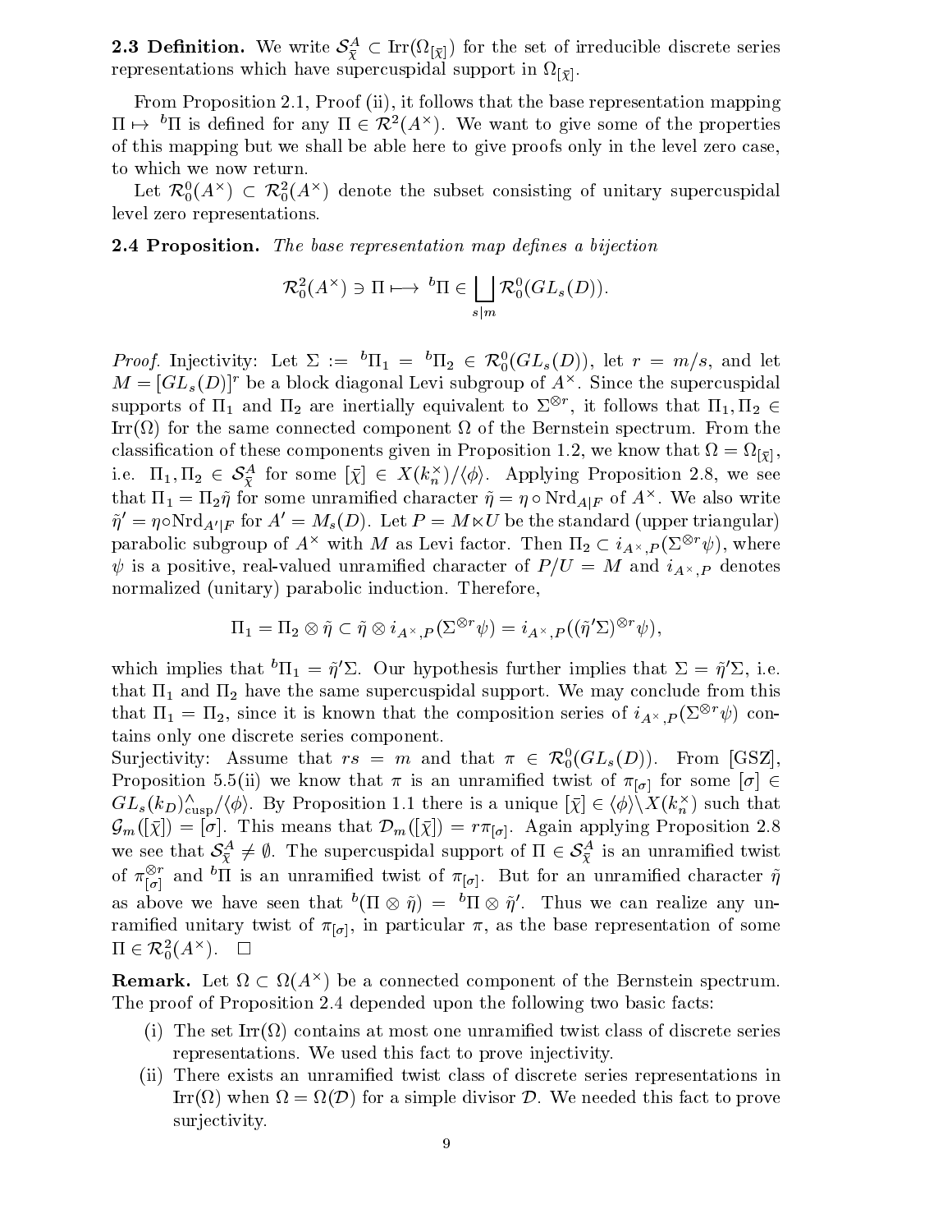**2.3 Definition.** We write $\mathcal{S}^A_{\bar{\chi}} \subset \mathrm{Irr}(\Omega_{[\bar{\chi}]})$ for the set of irreducible discrete series representations which have supercuspidal support in $\Omega_{[\bar{\chi}]}$.

From Proposition 2.1, Proof (ii), it follows that the base representation mapping $\Pi \mapsto {}^b\Pi$ is defined for any $\Pi \in \mathcal{R}^2(A^\times)$. We want to give some of the properties of this mapping but we shall be able here to give proofs only in the level zero case, to which we now return.

Let $\mathcal{R}^0_0(A^\times) \subset \mathcal{R}^2_0(A^\times)$ denote the subset consisting of unitary supercuspidal level zero representations.

**2.4 Proposition.** *The base representation map defines a bijection*

$$\mathcal{R}^2_0(A^\times) \ni \Pi \longmapsto {}^b\Pi \in \bigsqcup_{s|m} \mathcal{R}^0_0(GL_s(D)).$$

*Proof.* Injectivity: Let $\Sigma := {}^b\Pi_1 = {}^b\Pi_2 \in \mathcal{R}^0_0(GL_s(D))$, let $r = m/s$, and let $M = [GL_s(D)]^r$ be a block diagonal Levi subgroup of $A^\times$. Since the supercuspidal supports of $\Pi_1$ and $\Pi_2$ are inertially equivalent to $\Sigma^{\otimes r}$, it follows that $\Pi_1, \Pi_2 \in \mathrm{Irr}(\Omega)$ for the same connected component $\Omega$ of the Bernstein spectrum. From the classification of these components given in Proposition 1.2, we know that $\Omega = \Omega_{[\bar{\chi}]}$, i.e. $\Pi_1, \Pi_2 \in \mathcal{S}^A_{\bar{\chi}}$ for some $[\bar{\chi}] \in X(k_n^\times)/\langle\phi\rangle$. Applying Proposition 2.8, we see that $\Pi_1 = \Pi_2\tilde{\eta}$ for some unramified character $\tilde{\eta} = \eta \circ \mathrm{Nrd}_{A|F}$ of $A^\times$. We also write $\tilde{\eta}' = \eta \circ \mathrm{Nrd}_{A'|F}$ for $A' = M_s(D)$. Let $P = M \ltimes U$ be the standard (upper triangular) parabolic subgroup of $A^\times$ with $M$ as Levi factor. Then $\Pi_2 \subset i_{A^\times,P}(\Sigma^{\otimes r}\psi)$, where $\psi$ is a positive, real-valued unramified character of $P/U = M$ and $i_{A^\times,P}$ denotes normalized (unitary) parabolic induction. Therefore,

$$\Pi_1 = \Pi_2 \otimes \tilde{\eta} \subset \tilde{\eta} \otimes i_{A^\times,P}(\Sigma^{\otimes r}\psi) = i_{A^\times,P}((\tilde{\eta}'\Sigma)^{\otimes r}\psi),$$

which implies that ${}^b\Pi_1 = \tilde{\eta}'\Sigma$. Our hypothesis further implies that $\Sigma = \tilde{\eta}'\Sigma$, i.e. that $\Pi_1$ and $\Pi_2$ have the same supercuspidal support. We may conclude from this that $\Pi_1 = \Pi_2$, since it is known that the composition series of $i_{A^\times,P}(\Sigma^{\otimes r}\psi)$ contains only one discrete series component.

Surjectivity: Assume that $rs = m$ and that $\pi \in \mathcal{R}^0_0(GL_s(D))$. From [GSZ], Proposition 5.5(ii) we know that $\pi$ is an unramified twist of $\pi_{[\sigma]}$ for some $[\sigma] \in GL_s(k_D)^\wedge_{\mathrm{cusp}}/\langle\phi\rangle$. By Proposition 1.1 there is a unique $[\bar{\chi}] \in \langle\phi\rangle\backslash X(k_n^\times)$ such that $\mathcal{G}_m([\bar{\chi}]) = [\sigma]$. This means that $\mathcal{D}_m([\bar{\chi}]) = r\pi_{[\sigma]}$. Again applying Proposition 2.8 we see that $\mathcal{S}^A_{\bar{\chi}} \neq \emptyset$. The supercuspidal support of $\Pi \in \mathcal{S}^A_{\bar{\chi}}$ is an unramified twist of $\pi^{\otimes r}_{[\sigma]}$ and ${}^b\Pi$ is an unramified twist of $\pi_{[\sigma]}$. But for an unramified character $\tilde{\eta}$ as above we have seen that ${}^b(\Pi \otimes \tilde{\eta}) = {}^b\Pi \otimes \tilde{\eta}'$. Thus we can realize any unramified unitary twist of $\pi_{[\sigma]}$, in particular $\pi$, as the base representation of some $\Pi \in \mathcal{R}^2_0(A^\times)$. $\square$

**Remark.** Let $\Omega \subset \Omega(A^\times)$ be a connected component of the Bernstein spectrum. The proof of Proposition 2.4 depended upon the following two basic facts:

(i) The set $\mathrm{Irr}(\Omega)$ contains at most one unramified twist class of discrete series representations. We used this fact to prove injectivity.

(ii) There exists an unramified twist class of discrete series representations in $\mathrm{Irr}(\Omega)$ when $\Omega = \Omega(\mathcal{D})$ for a simple divisor $\mathcal{D}$. We needed this fact to prove surjectivity.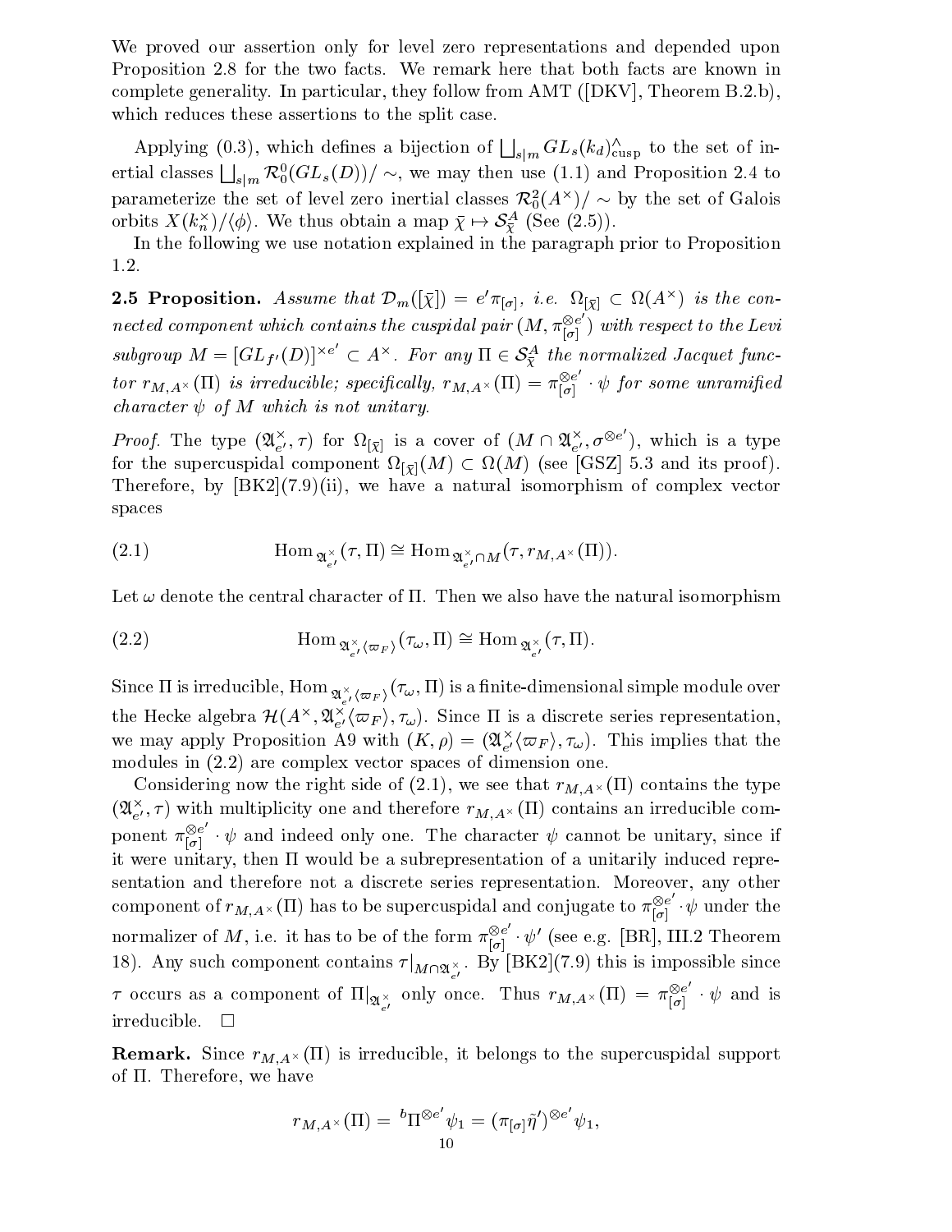We proved our assertion only for level zero representations and depended upon Proposition 2.8 for the two facts. We remark here that both facts are known in complete generality. In particular, they follow from AMT ([DKV], Theorem B.2.b), which reduces these assertions to the split case.

Applying (0.3), which defines a bijection of $\bigsqcup_{s|m} GL_s(k_d)^\wedge_{\mathrm{cusp}}$ to the set of inertial classes $\bigsqcup_{s|m} \mathcal{R}^0_0(GL_s(D))/\sim$, we may then use (1.1) and Proposition 2.4 to parameterize the set of level zero inertial classes $\mathcal{R}^2_0(A^\times)/\sim$ by the set of Galois orbits $X(k_n^\times)/\langle\phi\rangle$. We thus obtain a map $\bar{\chi} \mapsto \mathcal{S}^A_{\bar{\chi}}$ (See (2.5)).

In the following we use notation explained in the paragraph prior to Proposition 1.2.

**2.5 Proposition.** *Assume that $\mathcal{D}_m([\bar{\chi}]) = e'\pi_{[\sigma]}$, i.e. $\Omega_{[\bar{\chi}]} \subset \Omega(A^\times)$ is the connected component which contains the cuspidal pair $(M, \pi_{[\sigma]}^{\otimes e'})$ with respect to the Levi subgroup $M = [GL_{f'}(D)]^{\times e'} \subset A^\times$. For any $\Pi \in \mathcal{S}^A_{\bar{\chi}}$ the normalized Jacquet functor $r_{M,A^\times}(\Pi)$ is irreducible; specifically, $r_{M,A^\times}(\Pi) = \pi_{[\sigma]}^{\otimes e'} \cdot \psi$ for some unramified character $\psi$ of $M$ which is not unitary.*

*Proof.* The type $(\mathfrak{A}^\times_{e'}, \tau)$ for $\Omega_{[\bar{\chi}]}$ is a cover of $(M \cap \mathfrak{A}^\times_{e'}, \sigma^{\otimes e'})$, which is a type for the supercuspidal component $\Omega_{[\bar{\chi}]}(M) \subset \Omega(M)$ (see [GSZ] 5.3 and its proof). Therefore, by [BK2](7.9)(ii), we have a natural isomorphism of complex vector spaces

$$\mathrm{Hom}_{\mathfrak{A}^\times_{e'}}(\tau, \Pi) \cong \mathrm{Hom}_{\mathfrak{A}^\times_{e'} \cap M}(\tau, r_{M,A^\times}(\Pi)). \tag{2.1}$$

Let $\omega$ denote the central character of $\Pi$. Then we also have the natural isomorphism

$$\mathrm{Hom}_{\mathfrak{A}^\times_{e'}\langle\varpi_F\rangle}(\tau_\omega, \Pi) \cong \mathrm{Hom}_{\mathfrak{A}^\times_{e'}}(\tau, \Pi). \tag{2.2}$$

Since $\Pi$ is irreducible, $\mathrm{Hom}_{\mathfrak{A}^\times_{e'}\langle\varpi_F\rangle}(\tau_\omega, \Pi)$ is a finite-dimensional simple module over the Hecke algebra $\mathcal{H}(A^\times, \mathfrak{A}^\times_{e'}\langle\varpi_F\rangle, \tau_\omega)$. Since $\Pi$ is a discrete series representation, we may apply Proposition A9 with $(K, \rho) = (\mathfrak{A}^\times_{e'}\langle\varpi_F\rangle, \tau_\omega)$. This implies that the modules in (2.2) are complex vector spaces of dimension one.

Considering now the right side of (2.1), we see that $r_{M,A^\times}(\Pi)$ contains the type $(\mathfrak{A}^\times_{e'}, \tau)$ with multiplicity one and therefore $r_{M,A^\times}(\Pi)$ contains an irreducible component $\pi_{[\sigma]}^{\otimes e'} \cdot \psi$ and indeed only one. The character $\psi$ cannot be unitary, since if it were unitary, then $\Pi$ would be a subrepresentation of a unitarily induced representation and therefore not a discrete series representation. Moreover, any other component of $r_{M,A^\times}(\Pi)$ has to be supercuspidal and conjugate to $\pi_{[\sigma]}^{\otimes e'} \cdot \psi$ under the normalizer of $M$, i.e. it has to be of the form $\pi_{[\sigma]}^{\otimes e'} \cdot \psi'$ (see e.g. [BR], III.2 Theorem 18). Any such component contains $\tau|_{M \cap \mathfrak{A}^\times_{e'}}$. By [BK2](7.9) this is impossible since $\tau$ occurs as a component of $\Pi|_{\mathfrak{A}^\times_{e'}}$ only once. Thus $r_{M,A^\times}(\Pi) = \pi_{[\sigma]}^{\otimes e'} \cdot \psi$ and is irreducible. $\square$

**Remark.** Since $r_{M,A^\times}(\Pi)$ is irreducible, it belongs to the supercuspidal support of $\Pi$. Therefore, we have

$$r_{M,A^\times}(\Pi) = {}^b\Pi^{\otimes e'}\psi_1 = (\pi_{[\sigma]}\tilde{\eta}')^{\otimes e'}\psi_1,$$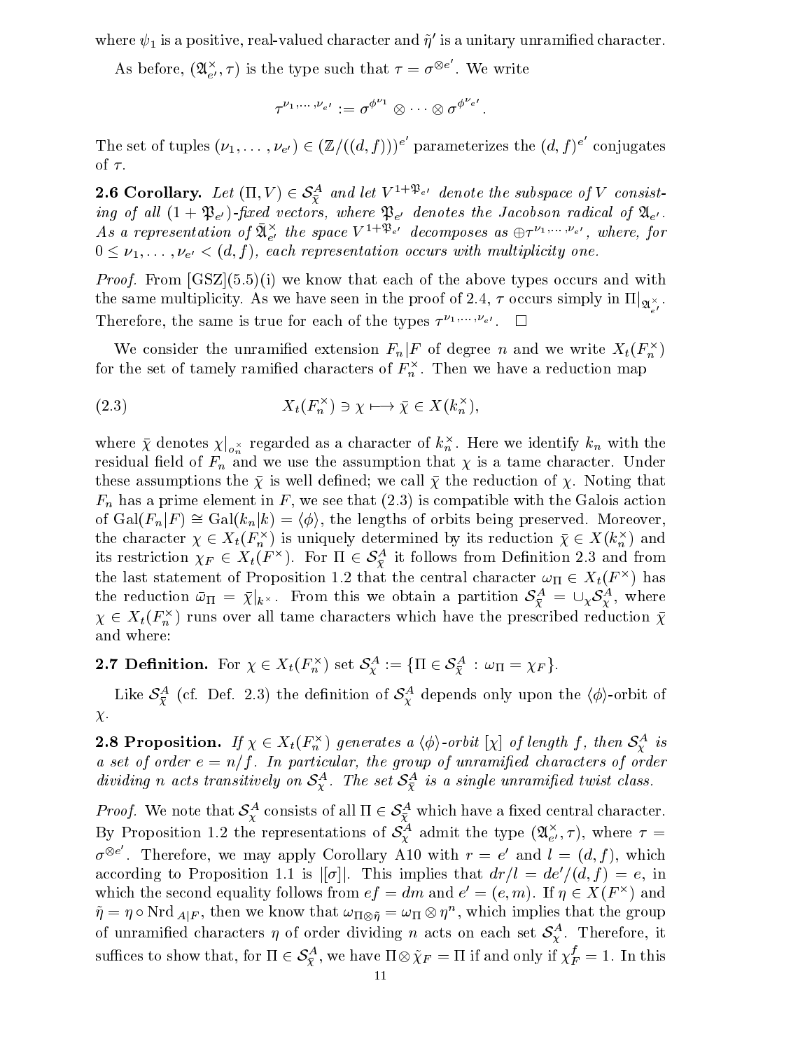where $\psi_1$ is a positive, real-valued character and $\tilde{\eta}'$ is a unitary unramified character.

As before, $(\mathfrak{A}_{e'}^{\times}, \tau)$ is the type such that $\tau = \sigma^{\otimes e'}$. We write

$$\tau^{\nu_1, \dots, \nu_{e'}} := \sigma^{\phi^{\nu_1}} \otimes \cdots \otimes \sigma^{\phi^{\nu_{e'}}}.$$

The set of tuples $(\nu_1, \dots, \nu_{e'}) \in (\mathbb{Z}/((d,f)))^{e'}$ parameterizes the $(d,f)^{e'}$ conjugates of $\tau$.

**2.6 Corollary.** *Let $(\Pi, V) \in \mathcal{S}^A_{\bar{\chi}}$ and let $V^{1+\mathfrak{P}_{e'}}$ denote the subspace of $V$ consisting of all $(1+\mathfrak{P}_{e'})$-fixed vectors, where $\mathfrak{P}_{e'}$ denotes the Jacobson radical of $\mathfrak{A}_{e'}$. As a representation of $\bar{\mathfrak{A}}_{e'}^{\times}$ the space $V^{1+\mathfrak{P}_{e'}}$ decomposes as $\oplus \tau^{\nu_1, \dots, \nu_{e'}}$, where, for $0 \leq \nu_1, \dots, \nu_{e'} < (d,f)$, each representation occurs with multiplicity one.*

*Proof.* From [GSZ](5.5)(i) we know that each of the above types occurs and with the same multiplicity. As we have seen in the proof of 2.4, $\tau$ occurs simply in $\Pi|_{\mathfrak{A}_{e'}^{\times}}$. Therefore, the same is true for each of the types $\tau^{\nu_1, \dots, \nu_{e'}}$. $\square$

We consider the unramified extension $F_n|F$ of degree $n$ and we write $X_t(F_n^{\times})$ for the set of tamely ramified characters of $F_n^{\times}$. Then we have a reduction map

$$X_t(F_n^{\times}) \ni \chi \longmapsto \bar{\chi} \in X(k_n^{\times}), \tag{2.3}$$

where $\bar{\chi}$ denotes $\chi|_{o_n^{\times}}$ regarded as a character of $k_n^{\times}$. Here we identify $k_n$ with the residual field of $F_n$ and we use the assumption that $\chi$ is a tame character. Under these assumptions the $\bar{\chi}$ is well defined; we call $\bar{\chi}$ the reduction of $\chi$. Noting that $F_n$ has a prime element in $F$, we see that (2.3) is compatible with the Galois action of $\mathrm{Gal}(F_n|F) \cong \mathrm{Gal}(k_n|k) = \langle \phi \rangle$, the lengths of orbits being preserved. Moreover, the character $\chi \in X_t(F_n^{\times})$ is uniquely determined by its reduction $\bar{\chi} \in X(k_n^{\times})$ and its restriction $\chi_F \in X_t(F^{\times})$. For $\Pi \in \mathcal{S}^A_{\bar{\chi}}$ it follows from Definition 2.3 and from the last statement of Proposition 1.2 that the central character $\omega_\Pi \in X_t(F^{\times})$ has the reduction $\bar{\omega}_\Pi = \bar{\chi}|_{k^{\times}}$. From this we obtain a partition $\mathcal{S}^A_{\bar{\chi}} = \cup_\chi \mathcal{S}^A_\chi$, where $\chi \in X_t(F_n^{\times})$ runs over all tame characters which have the prescribed reduction $\bar{\chi}$ and where:

**2.7 Definition.** For $\chi \in X_t(F_n^{\times})$ set $\mathcal{S}^A_\chi := \{\Pi \in \mathcal{S}^A_{\bar{\chi}} \, : \, \omega_\Pi = \chi_F\}$.

Like $\mathcal{S}^A_{\bar{\chi}}$ (cf. Def. 2.3) the definition of $\mathcal{S}^A_\chi$ depends only upon the $\langle \phi \rangle$-orbit of $\chi$.

**2.8 Proposition.** *If $\chi \in X_t(F_n^{\times})$ generates a $\langle \phi \rangle$-orbit $[\chi]$ of length $f$, then $\mathcal{S}^A_\chi$ is a set of order $e = n/f$. In particular, the group of unramified characters of order dividing $n$ acts transitively on $\mathcal{S}^A_\chi$. The set $\mathcal{S}^A_{\bar{\chi}}$ is a single unramified twist class.*

*Proof.* We note that $\mathcal{S}^A_\chi$ consists of all $\Pi \in \mathcal{S}^A_{\bar{\chi}}$ which have a fixed central character. By Proposition 1.2 the representations of $\mathcal{S}^A_\chi$ admit the type $(\mathfrak{A}_{e'}^{\times}, \tau)$, where $\tau = \sigma^{\otimes e'}$. Therefore, we may apply Corollary A10 with $r = e'$ and $l = (d,f)$, which according to Proposition 1.1 is $|[\sigma]|$. This implies that $dr/l = de'/(d,f) = e$, in which the second equality follows from $ef = dm$ and $e' = (e,m)$. If $\eta \in X(F^{\times})$ and $\tilde{\eta} = \eta \circ \mathrm{Nrd}_{A|F}$, then we know that $\omega_{\Pi \otimes \tilde{\eta}} = \omega_\Pi \otimes \eta^n$, which implies that the group of unramified characters $\eta$ of order dividing $n$ acts on each set $\mathcal{S}^A_\chi$. Therefore, it suffices to show that, for $\Pi \in \mathcal{S}^A_{\bar{\chi}}$, we have $\Pi \otimes \tilde{\chi}_F = \Pi$ if and only if $\chi_F^f = 1$. In this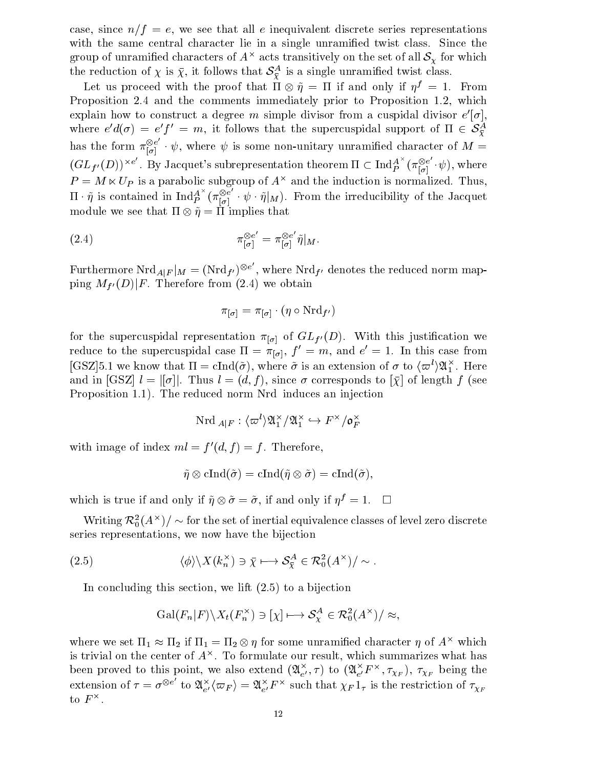case, since $n/f = e$, we see that all $e$ inequivalent discrete series representations with the same central character lie in a single unramified twist class. Since the group of unramified characters of $A^\times$ acts transitively on the set of all $\mathcal{S}_\chi$ for which the reduction of $\chi$ is $\bar{\chi}$, it follows that $\mathcal{S}^A_{\bar{\chi}}$ is a single unramified twist class.

Let us proceed with the proof that $\Pi \otimes \tilde{\eta} = \Pi$ if and only if $\eta^f = 1$. From Proposition 2.4 and the comments immediately prior to Proposition 1.2, which explain how to construct a degree $m$ simple divisor from a cuspidal divisor $e'[\sigma]$, where $e'd(\sigma) = e'f' = m$, it follows that the supercuspidal support of $\Pi \in \mathcal{S}^A_{\bar{\chi}}$ has the form $\pi_{[\sigma]}^{\otimes e'} \cdot \psi$, where $\psi$ is some non-unitary unramified character of $M = (GL_{f'}(D))^{\times e'}$. By Jacquet's subrepresentation theorem $\Pi \subset \mathrm{Ind}_P^{A^\times}(\pi_{[\sigma]}^{\otimes e'} \cdot \psi)$, where $P = M \ltimes U_P$ is a parabolic subgroup of $A^\times$ and the induction is normalized. Thus, $\Pi \cdot \tilde{\eta}$ is contained in $\mathrm{Ind}_P^{A^\times}(\pi_{[\sigma]}^{\otimes e'} \cdot \psi \cdot \tilde{\eta}|_M)$. From the irreducibility of the Jacquet module we see that $\Pi \otimes \tilde{\eta} = \Pi$ implies that

$$\pi_{[\sigma]}^{\otimes e'} = \pi_{[\sigma]}^{\otimes e'} \tilde{\eta}|_M. \tag{2.4}$$

Furthermore $\mathrm{Nrd}_{A|F}|_M = (\mathrm{Nrd}_{f'})^{\otimes e'}$, where $\mathrm{Nrd}_{f'}$ denotes the reduced norm mapping $M_{f'}(D)|F$. Therefore from (2.4) we obtain

$$\pi_{[\sigma]} = \pi_{[\sigma]} \cdot (\eta \circ \mathrm{Nrd}_{f'})$$

for the supercuspidal representation $\pi_{[\sigma]}$ of $GL_{f'}(D)$. With this justification we reduce to the supercuspidal case $\Pi = \pi_{[\sigma]}$, $f' = m$, and $e' = 1$. In this case from [GSZ]5.1 we know that $\Pi = \mathrm{cInd}(\tilde{\sigma})$, where $\tilde{\sigma}$ is an extension of $\sigma$ to $\langle \varpi^l \rangle \mathfrak{A}_1^\times$. Here and in [GSZ] $l = |[\sigma]|$. Thus $l = (d, f)$, since $\sigma$ corresponds to $[\bar{\chi}]$ of length $f$ (see Proposition 1.1). The reduced norm Nrd induces an injection

$$\mathrm{Nrd}_{A|F} : \langle \varpi^l \rangle \mathfrak{A}_1^\times / \mathfrak{A}_1^\times \hookrightarrow F^\times / \mathfrak{o}_F^\times$$

with image of index $ml = f'(d, f) = f$. Therefore,

$$\tilde{\eta} \otimes \mathrm{cInd}(\tilde{\sigma}) = \mathrm{cInd}(\tilde{\eta} \otimes \tilde{\sigma}) = \mathrm{cInd}(\tilde{\sigma}),$$

which is true if and only if $\tilde{\eta} \otimes \tilde{\sigma} = \tilde{\sigma}$, if and only if $\eta^f = 1$. $\square$

Writing $\mathcal{R}_0^2(A^\times)/\sim$ for the set of inertial equivalence classes of level zero discrete series representations, we now have the bijection

$$\langle \phi \rangle \backslash X(k_n^\times) \ni \bar{\chi} \longmapsto \mathcal{S}^A_{\bar{\chi}} \in \mathcal{R}_0^2(A^\times)/\sim . \tag{2.5}$$

In concluding this section, we lift (2.5) to a bijection

$$\mathrm{Gal}(F_n|F) \backslash X_t(F_n^\times) \ni [\chi] \longmapsto \mathcal{S}^A_\chi \in \mathcal{R}_0^2(A^\times)/\approx,$$

where we set $\Pi_1 \approx \Pi_2$ if $\Pi_1 = \Pi_2 \otimes \eta$ for some unramified character $\eta$ of $A^\times$ which is trivial on the center of $A^\times$. To formulate our result, which summarizes what has been proved to this point, we also extend $(\mathfrak{A}_{e'}^\times, \tau)$ to $(\mathfrak{A}_{e'}^\times F^\times, \tau_{\chi_F})$, $\tau_{\chi_F}$ being the extension of $\tau = \sigma^{\otimes e'}$ to $\mathfrak{A}_{e'}^\times \langle \varpi_F \rangle = \mathfrak{A}_{e'}^\times F^\times$ such that $\chi_F 1_\tau$ is the restriction of $\tau_{\chi_F}$ to $F^\times$.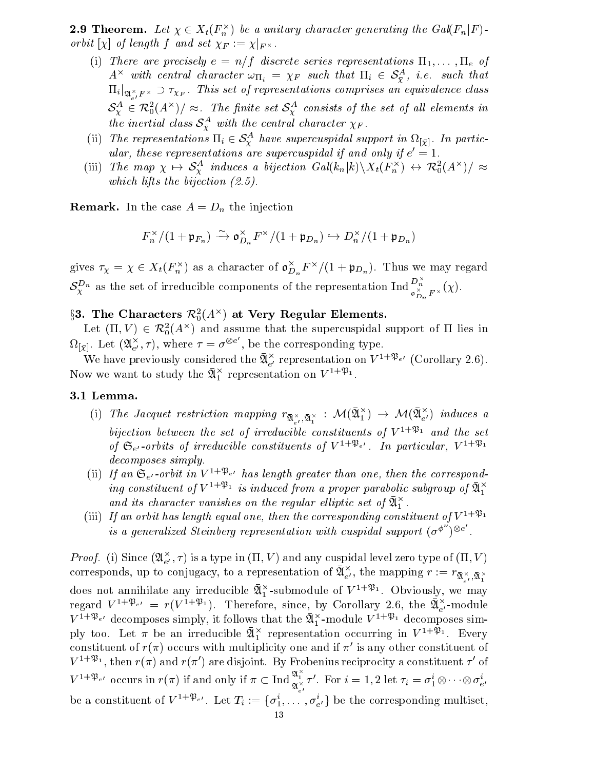**2.9 Theorem.** *Let $\chi \in X_t(F_n^\times)$ be a unitary character generating the $Gal(F_n|F)$-orbit $[\chi]$ of length $f$ and set $\chi_F := \chi|_{F^\times}$.*

(i) *There are precisely $e = n/f$ discrete series representations $\Pi_1, \ldots, \Pi_e$ of $A^\times$ with central character $\omega_{\Pi_i} = \chi_F$ such that $\Pi_i \in \mathcal{S}^A_{\bar{\chi}}$, i.e. such that $\Pi_i|_{\mathfrak{A}^\times_{e'}F^\times} \supset \tau_{\chi_F}$. This set of representations comprises an equivalence class $\mathcal{S}^A_\chi \in \mathcal{R}^2_0(A^\times)/\approx$. The finite set $\mathcal{S}^A_\chi$ consists of the set of all elements in the inertial class $\mathcal{S}^A_{\bar{\chi}}$ with the central character $\chi_F$.*

(ii) *The representations $\Pi_i \in \mathcal{S}^A_\chi$ have supercuspidal support in $\Omega_{[\bar{\chi}]}$. In particular, these representations are supercuspidal if and only if $e' = 1$.*

(iii) *The map $\chi \mapsto \mathcal{S}^A_\chi$ induces a bijection $Gal(k_n|k)\backslash X_t(F_n^\times) \leftrightarrow \mathcal{R}^2_0(A^\times)/\approx$ which lifts the bijection (2.5).*

**Remark.** In the case $A = D_n$ the injection

$$F_n^\times/(1+\mathfrak{p}_{F_n}) \xrightarrow{\sim} \mathfrak{o}_{D_n}^\times F^\times/(1+\mathfrak{p}_{D_n}) \hookrightarrow D_n^\times/(1+\mathfrak{p}_{D_n})$$

gives $\tau_\chi = \chi \in X_t(F_n^\times)$ as a character of $\mathfrak{o}_{D_n}^\times F^\times/(1+\mathfrak{p}_{D_n})$. Thus we may regard $\mathcal{S}^{D_n}_\chi$ as the set of irreducible components of the representation $\mathrm{Ind}_{\mathfrak{o}_{D_n}^\times F^\times}^{D_n^\times}(\chi)$.

## §3. The Characters $\mathcal{R}^2_0(A^\times)$ at Very Regular Elements.

Let $(\Pi, V) \in \mathcal{R}^2_0(A^\times)$ and assume that the supercuspidal support of $\Pi$ lies in $\Omega_{[\bar{\chi}]}$. Let $(\mathfrak{A}^\times_{e'}, \tau)$, where $\tau = \sigma^{\otimes e'}$, be the corresponding type.

We have previously considered the $\bar{\mathfrak{A}}^\times_{e'}$ representation on $V^{1+\mathfrak{P}_{e'}}$ (Corollary 2.6). Now we want to study the $\bar{\mathfrak{A}}^\times_1$ representation on $V^{1+\mathfrak{P}_1}$.

**3.1 Lemma.**

(i) *The Jacquet restriction mapping $r_{\bar{\mathfrak{A}}^\times_{e'}, \bar{\mathfrak{A}}^\times_1} : \mathcal{M}(\bar{\mathfrak{A}}^\times_1) \to \mathcal{M}(\bar{\mathfrak{A}}^\times_{e'})$ induces a bijection between the set of irreducible constituents of $V^{1+\mathfrak{P}_1}$ and the set of $\mathfrak{S}_{e'}$-orbits of irreducible constituents of $V^{1+\mathfrak{P}_{e'}}$. In particular, $V^{1+\mathfrak{P}_1}$ decomposes simply.*

(ii) *If an $\mathfrak{S}_{e'}$-orbit in $V^{1+\mathfrak{P}_{e'}}$ has length greater than one, then the corresponding constituent of $V^{1+\mathfrak{P}_1}$ is induced from a proper parabolic subgroup of $\bar{\mathfrak{A}}^\times_1$ and its character vanishes on the regular elliptic set of $\bar{\mathfrak{A}}^\times_1$.*

(iii) *If an orbit has length equal one, then the corresponding constituent of $V^{1+\mathfrak{P}_1}$ is a generalized Steinberg representation with cuspidal support $(\sigma^{\phi^\nu})^{\otimes e'}$.*

*Proof.* (i) Since $(\mathfrak{A}^\times_{e'}, \tau)$ is a type in $(\Pi, V)$ and any cuspidal level zero type of $(\Pi, V)$ corresponds, up to conjugacy, to a representation of $\bar{\mathfrak{A}}^\times_{e'}$, the mapping $r := r_{\bar{\mathfrak{A}}^\times_{e'}, \bar{\mathfrak{A}}^\times_1}$ does not annihilate any irreducible $\bar{\mathfrak{A}}^\times_1$-submodule of $V^{1+\mathfrak{P}_1}$. Obviously, we may regard $V^{1+\mathfrak{P}_{e'}} = r(V^{1+\mathfrak{P}_1})$. Therefore, since, by Corollary 2.6, the $\bar{\mathfrak{A}}^\times_{e'}$-module $V^{1+\mathfrak{P}_{e'}}$ decomposes simply, it follows that the $\bar{\mathfrak{A}}^\times_1$-module $V^{1+\mathfrak{P}_1}$ decomposes simply too. Let $\pi$ be an irreducible $\bar{\mathfrak{A}}^\times_1$ representation occurring in $V^{1+\mathfrak{P}_1}$. Every constituent of $r(\pi)$ occurs with multiplicity one and if $\pi'$ is any other constituent of $V^{1+\mathfrak{P}_1}$, then $r(\pi)$ and $r(\pi')$ are disjoint. By Frobenius reciprocity a constituent $\tau'$ of $V^{1+\mathfrak{P}_{e'}}$ occurs in $r(\pi)$ if and only if $\pi \subset \mathrm{Ind}_{\mathfrak{A}^\times_{e'}}^{\mathfrak{A}^\times_1} \tau'$. For $i = 1, 2$ let $\tau_i = \sigma^i_1 \otimes \cdots \otimes \sigma^i_{e'}$ be a constituent of $V^{1+\mathfrak{P}_{e'}}$. Let $T_i := \{\sigma^i_1, \ldots, \sigma^i_{e'}\}$ be the corresponding multiset,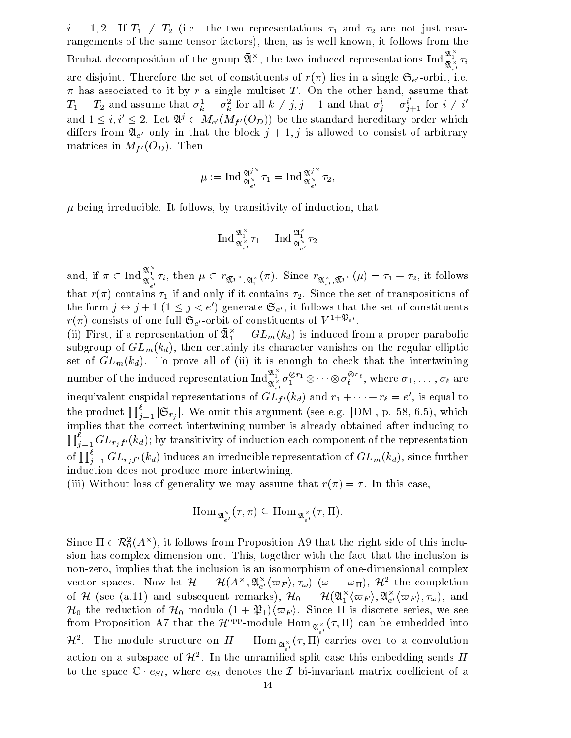$i = 1, 2$. If $T_1 \neq T_2$ (i.e. the two representations $\tau_1$ and $\tau_2$ are not just rearrangements of the same tensor factors), then, as is well known, it follows from the Bruhat decomposition of the group $\bar{\mathfrak{A}}_1^\times$, the two induced representations $\mathrm{Ind}_{\bar{\mathfrak{A}}_{e'}^\times}^{\bar{\mathfrak{A}}_1^\times} \tau_i$ are disjoint. Therefore the set of constituents of $r(\pi)$ lies in a single $\mathfrak{S}_{e'}$-orbit, i.e. $\pi$ has associated to it by $r$ a single multiset $T$. On the other hand, assume that $T_1 = T_2$ and assume that $\sigma_k^1 = \sigma_k^2$ for all $k \neq j, j+1$ and that $\sigma_j^i = \sigma_{j+1}^{i'}$ for $i \neq i'$ and $1 \leq i, i' \leq 2$. Let $\mathfrak{A}^j \subset M_{e'}(M_{f'}(O_D))$ be the standard hereditary order which differs from $\mathfrak{A}_{e'}$ only in that the block $j+1, j$ is allowed to consist of arbitrary matrices in $M_{f'}(O_D)$. Then

$$\mu := \mathrm{Ind}_{\mathfrak{A}_{e'}^\times}^{\mathfrak{A}^{j\,\times}} \tau_1 = \mathrm{Ind}_{\mathfrak{A}_{e'}^\times}^{\mathfrak{A}^{j\,\times}} \tau_2,$$

$\mu$ being irreducible. It follows, by transitivity of induction, that

$$\mathrm{Ind}_{\mathfrak{A}_{e'}^\times}^{\mathfrak{A}_1^\times} \tau_1 = \mathrm{Ind}_{\mathfrak{A}_{e'}^\times}^{\mathfrak{A}_1^\times} \tau_2$$

and, if $\pi \subset \mathrm{Ind}_{\mathfrak{A}_{e'}^\times}^{\mathfrak{A}_1^\times} \tau_i$, then $\mu \subset r_{\bar{\mathfrak{A}}^{j\,\times}, \bar{\mathfrak{A}}_1^\times}(\pi)$. Since $r_{\bar{\mathfrak{A}}_{e'}^\times, \bar{\mathfrak{A}}^{j\,\times}}(\mu) = \tau_1 + \tau_2$, it follows that $r(\pi)$ contains $\tau_1$ if and only if it contains $\tau_2$. Since the set of transpositions of the form $j \leftrightarrow j+1$ ($1 \leq j < e'$) generate $\mathfrak{S}_{e'}$, it follows that the set of constituents $r(\pi)$ consists of one full $\mathfrak{S}_{e'}$-orbit of constituents of $V^{1+\mathfrak{P}_{e'}}$.

(ii) First, if a representation of $\bar{\mathfrak{A}}_1^\times = GL_m(k_d)$ is induced from a proper parabolic subgroup of $GL_m(k_d)$, then certainly its character vanishes on the regular elliptic set of $GL_m(k_d)$. To prove all of (ii) it is enough to check that the intertwining number of the induced representation $\mathrm{Ind}_{\mathfrak{A}_{e'}^\times}^{\mathfrak{A}_1^\times} \sigma_1^{\otimes r_1} \otimes \cdots \otimes \sigma_\ell^{\otimes r_\ell}$, where $\sigma_1, \ldots, \sigma_\ell$ are inequivalent cuspidal representations of $GL_{f'}(k_d)$ and $r_1 + \cdots + r_\ell = e'$, is equal to the product $\prod_{j=1}^{\ell} |\mathfrak{S}_{r_j}|$. We omit this argument (see e.g. [DM], p. 58, 6.5), which implies that the correct intertwining number is already obtained after inducing to $\prod_{j=1}^{\ell} GL_{r_j f'}(k_d)$; by transitivity of induction each component of the representation of $\prod_{j=1}^{\ell} GL_{r_j f'}(k_d)$ induces an irreducible representation of $GL_m(k_d)$, since further induction does not produce more intertwining.

(iii) Without loss of generality we may assume that $r(\pi) = \tau$. In this case,

$$\mathrm{Hom}_{\mathfrak{A}_{e'}^\times}(\tau, \pi) \subseteq \mathrm{Hom}_{\mathfrak{A}_{e'}^\times}(\tau, \Pi).$$

Since $\Pi \in \mathcal{R}_0^2(A^\times)$, it follows from Proposition A9 that the right side of this inclusion has complex dimension one. This, together with the fact that the inclusion is non-zero, implies that the inclusion is an isomorphism of one-dimensional complex vector spaces. Now let $\mathcal{H} = \mathcal{H}(A^\times, \mathfrak{A}_{e'}^\times \langle \varpi_F \rangle, \tau_\omega)$ ($\omega = \omega_\Pi$), $\mathcal{H}^2$ the completion of $\mathcal{H}$ (see (a.11) and subsequent remarks), $\mathcal{H}_0 = \mathcal{H}(\mathfrak{A}_1^\times \langle \varpi_F \rangle, \mathfrak{A}_{e'}^\times \langle \varpi_F \rangle, \tau_\omega)$, and $\bar{\mathcal{H}}_0$ the reduction of $\mathcal{H}_0$ modulo $(1 + \mathfrak{P}_1)\langle \varpi_F \rangle$. Since $\Pi$ is discrete series, we see from Proposition A7 that the $\mathcal{H}^{\mathrm{opp}}$-module $\mathrm{Hom}_{\mathfrak{A}_{e'}^\times}(\tau, \Pi)$ can be embedded into $\mathcal{H}^2$. The module structure on $H = \mathrm{Hom}_{\mathfrak{A}_{e'}^\times}(\tau, \Pi)$ carries over to a convolution action on a subspace of $\mathcal{H}^2$. In the unramified split case this embedding sends $H$ to the space $\mathbb{C} \cdot e_{St}$, where $e_{St}$ denotes the $\mathcal{I}$ bi-invariant matrix coefficient of a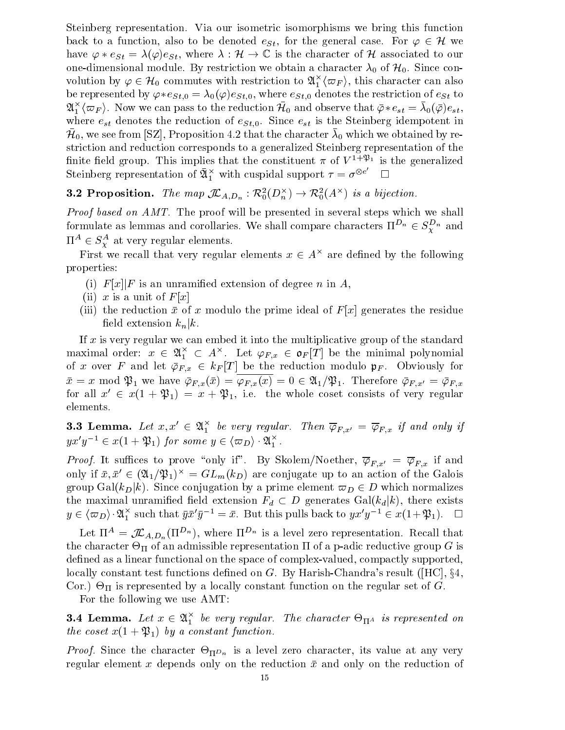Steinberg representation. Via our isometric isomorphisms we bring this function back to a function, also to be denoted $e_{St}$, for the general case. For $\varphi \in \mathcal{H}$ we have $\varphi * e_{St} = \lambda(\varphi) e_{St}$, where $\lambda : \mathcal{H} \to \mathbb{C}$ is the character of $\mathcal{H}$ associated to our one-dimensional module. By restriction we obtain a character $\lambda_0$ of $\mathcal{H}_0$. Since convolution by $\varphi \in \mathcal{H}_0$ commutes with restriction to $\mathfrak{A}_1^\times \langle \varpi_F \rangle$, this character can also be represented by $\varphi * e_{St,0} = \lambda_0(\varphi) e_{St,0}$, where $e_{St,0}$ denotes the restriction of $e_{St}$ to $\mathfrak{A}_1^\times \langle \varpi_F \rangle$. Now we can pass to the reduction $\bar{\mathcal{H}}_0$ and observe that $\bar{\varphi} * e_{st} = \bar{\lambda}_0(\bar{\varphi}) e_{st}$, where $e_{st}$ denotes the reduction of $e_{St,0}$. Since $e_{st}$ is the Steinberg idempotent in $\bar{\mathcal{H}}_0$, we see from [SZ], Proposition 4.2 that the character $\bar{\lambda}_0$ which we obtained by restriction and reduction corresponds to a generalized Steinberg representation of the finite field group. This implies that the constituent $\pi$ of $V^{1+\mathfrak{P}_1}$ is the generalized Steinberg representation of $\bar{\mathfrak{A}}_1^\times$ with cuspidal support $\tau = \sigma^{\otimes e'}$ $\square$

**3.2 Proposition.** *The map $\mathcal{JL}_{A,D_n} : \mathcal{R}_0^2(D_n^\times) \to \mathcal{R}_0^2(A^\times)$ is a bijection.*

*Proof based on AMT.* The proof will be presented in several steps which we shall formulate as lemmas and corollaries. We shall compare characters $\Pi^{D_n} \in S_\chi^{D_n}$ and $\Pi^A \in S_\chi^A$ at very regular elements.

First we recall that very regular elements $x \in A^\times$ are defined by the following properties:

(i) $F[x]|F$ is an unramified extension of degree $n$ in $A$,

(ii) $x$ is a unit of $F[x]$

(iii) the reduction $\bar{x}$ of $x$ modulo the prime ideal of $F[x]$ generates the residue field extension $k_n|k$.

If $x$ is very regular we can embed it into the multiplicative group of the standard maximal order: $x \in \mathfrak{A}_1^\times \subset A^\times$. Let $\varphi_{F,x} \in \mathfrak{o}_F[T]$ be the minimal polynomial of $x$ over $F$ and let $\bar{\varphi}_{F,x} \in k_F[T]$ be the reduction modulo $\mathfrak{p}_F$. Obviously for $\bar{x} = x \bmod \mathfrak{P}_1$ we have $\bar{\varphi}_{F,x}(\bar{x}) = \overline{\varphi_{F,x}(x)} = 0 \in \mathfrak{A}_1/\mathfrak{P}_1$. Therefore $\bar{\varphi}_{F,x'} = \bar{\varphi}_{F,x}$ for all $x' \in x(1+\mathfrak{P}_1) = x + \mathfrak{P}_1$, i.e. the whole coset consists of very regular elements.

**3.3 Lemma.** *Let $x, x' \in \mathfrak{A}_1^\times$ be very regular. Then $\overline{\varphi}_{F,x'} = \overline{\varphi}_{F,x}$ if and only if $yx'y^{-1} \in x(1+\mathfrak{P}_1)$ for some $y \in \langle \varpi_D \rangle \cdot \mathfrak{A}_1^\times$.*

*Proof.* It suffices to prove "only if". By Skolem/Noether, $\overline{\varphi}_{F,x'} = \overline{\varphi}_{F,x}$ if and only if $\bar{x}, \bar{x}' \in (\mathfrak{A}_1/\mathfrak{P}_1)^\times = GL_m(k_D)$ are conjugate up to an action of the Galois group $\mathrm{Gal}(k_D|k)$. Since conjugation by a prime element $\varpi_D \in D$ which normalizes the maximal unramified field extension $F_d \subset D$ generates $\mathrm{Gal}(k_d|k)$, there exists $y \in \langle \varpi_D \rangle \cdot \mathfrak{A}_1^\times$ such that $\bar{y}\bar{x}'\bar{y}^{-1} = \bar{x}$. But this pulls back to $yx'y^{-1} \in x(1+\mathfrak{P}_1)$. $\square$

Let $\Pi^A = \mathcal{JL}_{A,D_n}(\Pi^{D_n})$, where $\Pi^{D_n}$ is a level zero representation. Recall that the character $\Theta_\Pi$ of an admissible representation $\Pi$ of a p-adic reductive group $G$ is defined as a linear functional on the space of complex-valued, compactly supported, locally constant test functions defined on $G$. By Harish-Chandra's result ([HC], §4, Cor.) $\Theta_\Pi$ is represented by a locally constant function on the regular set of $G$.

For the following we use AMT:

**3.4 Lemma.** *Let $x \in \mathfrak{A}_1^\times$ be very regular. The character $\Theta_{\Pi^A}$ is represented on the coset $x(1+\mathfrak{P}_1)$ by a constant function.*

*Proof.* Since the character $\Theta_{\Pi^{D_n}}$ is a level zero character, its value at any very regular element $x$ depends only on the reduction $\bar{x}$ and only on the reduction of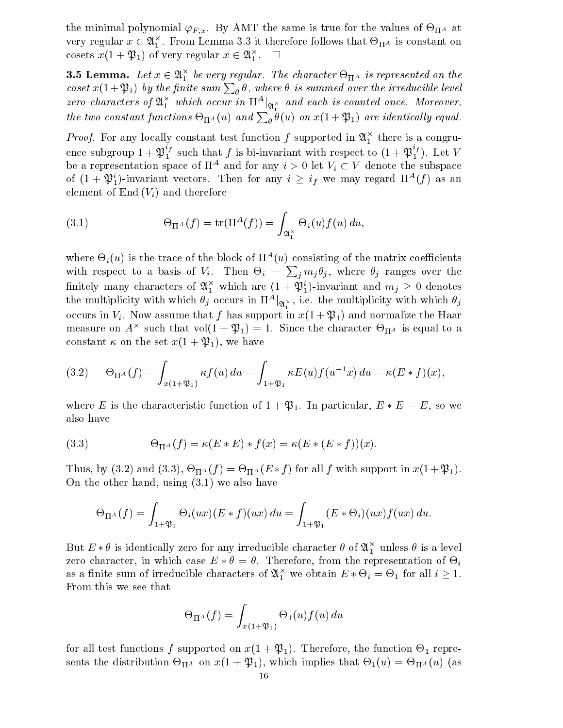the minimal polynomial $\bar{\varphi}_{F,x}$. By AMT the same is true for the values of $\Theta_{\Pi^A}$ at very regular $x \in \mathfrak{A}_1^\times$. From Lemma 3.3 it therefore follows that $\Theta_{\Pi^A}$ is constant on cosets $x(1+\mathfrak{P}_1)$ of very regular $x \in \mathfrak{A}_1^\times$. □

**3.5 Lemma.** *Let $x \in \mathfrak{A}_1^\times$ be very regular. The character $\Theta_{\Pi^A}$ is represented on the coset $x(1+\mathfrak{P}_1)$ by the finite sum $\sum_\theta \theta$, where $\theta$ is summed over the irreducible level zero characters of $\mathfrak{A}_1^\times$ which occur in $\Pi^A|_{\mathfrak{A}_1^\times}$ and each is counted once. Moreover, the two constant functions $\Theta_{\Pi^A}(u)$ and $\sum_\theta \theta(u)$ on $x(1+\mathfrak{P}_1)$ are identically equal.*

*Proof.* For any locally constant test function $f$ supported in $\mathfrak{A}_1^\times$ there is a congruence subgroup $1+\mathfrak{P}_1^{i_f}$ such that $f$ is bi-invariant with respect to $(1+\mathfrak{P}_1^{i_f})$. Let $V$ be a representation space of $\Pi^A$ and for any $i > 0$ let $V_i \subset V$ denote the subspace of $(1+\mathfrak{P}_1^i)$-invariant vectors. Then for any $i \geq i_f$ we may regard $\Pi^A(f)$ as an element of $\mathrm{End}\,(V_i)$ and therefore

$$\Theta_{\Pi^A}(f) = \mathrm{tr}(\Pi^A(f)) = \int_{\mathfrak{A}_1^\times} \Theta_i(u) f(u)\, du, \tag{3.1}$$

where $\Theta_i(u)$ is the trace of the block of $\Pi^A(u)$ consisting of the matrix coefficients with respect to a basis of $V_i$. Then $\Theta_i = \sum_j m_j \theta_j$, where $\theta_j$ ranges over the finitely many characters of $\mathfrak{A}_1^\times$ which are $(1+\mathfrak{P}_1^i)$-invariant and $m_j \geq 0$ denotes the multiplicity with which $\theta_j$ occurs in $\Pi^A|_{\mathfrak{A}_1^\times}$, i.e. the multiplicity with which $\theta_j$ occurs in $V_i$. Now assume that $f$ has support in $x(1+\mathfrak{P}_1)$ and normalize the Haar measure on $A^\times$ such that $\mathrm{vol}(1+\mathfrak{P}_1) = 1$. Since the character $\Theta_{\Pi^A}$ is equal to a constant $\kappa$ on the set $x(1+\mathfrak{P}_1)$, we have

$$\Theta_{\Pi^A}(f) = \int_{x(1+\mathfrak{P}_1)} \kappa f(u)\, du = \int_{1+\mathfrak{P}_1} \kappa E(u) f(u^{-1}x)\, du = \kappa (E * f)(x), \tag{3.2}$$

where $E$ is the characteristic function of $1+\mathfrak{P}_1$. In particular, $E * E = E$, so we also have

$$\Theta_{\Pi^A}(f) = \kappa (E * E) * f(x) = \kappa (E * (E * f))(x). \tag{3.3}$$

Thus, by (3.2) and (3.3), $\Theta_{\Pi^A}(f) = \Theta_{\Pi^A}(E * f)$ for all $f$ with support in $x(1+\mathfrak{P}_1)$. On the other hand, using (3.1) we also have

$$\Theta_{\Pi^A}(f) = \int_{1+\mathfrak{P}_1} \Theta_i(ux)(E * f)(ux)\, du = \int_{1+\mathfrak{P}_1} (E * \Theta_i)(ux) f(ux)\, du.$$

But $E * \theta$ is identically zero for any irreducible character $\theta$ of $\mathfrak{A}_1^\times$ unless $\theta$ is a level zero character, in which case $E * \theta = \theta$. Therefore, from the representation of $\Theta_i$ as a finite sum of irreducible characters of $\mathfrak{A}_1^\times$ we obtain $E * \Theta_i = \Theta_1$ for all $i \geq 1$. From this we see that

$$\Theta_{\Pi^A}(f) = \int_{x(1+\mathfrak{P}_1)} \Theta_1(u) f(u)\, du$$

for all test functions $f$ supported on $x(1+\mathfrak{P}_1)$. Therefore, the function $\Theta_1$ represents the distribution $\Theta_{\Pi^A}$ on $x(1+\mathfrak{P}_1)$, which implies that $\Theta_1(u) = \Theta_{\Pi^A}(u)$ (as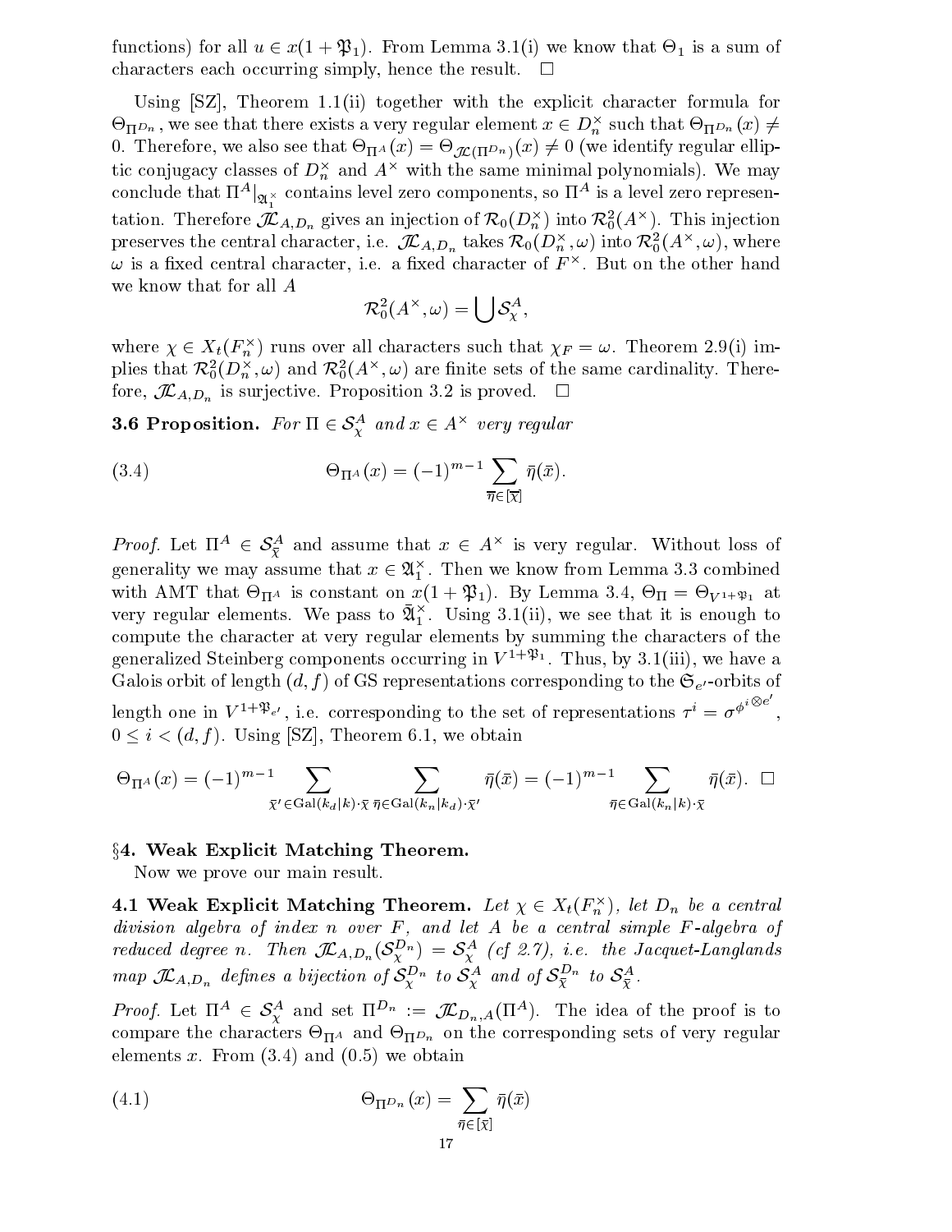functions) for all $u \in x(1+\mathfrak{P}_1)$. From Lemma 3.1(i) we know that $\Theta_1$ is a sum of characters each occurring simply, hence the result. $\square$

Using [SZ], Theorem 1.1(ii) together with the explicit character formula for $\Theta_{\Pi^{D_n}}$, we see that there exists a very regular element $x \in D_n^\times$ such that $\Theta_{\Pi^{D_n}}(x) \neq 0$. Therefore, we also see that $\Theta_{\Pi^A}(x) = \Theta_{\mathcal{JL}(\Pi^{D_n})}(x) \neq 0$ (we identify regular elliptic conjugacy classes of $D_n^\times$ and $A^\times$ with the same minimal polynomials). We may conclude that $\Pi^A|_{\mathfrak{A}_1^\times}$ contains level zero components, so $\Pi^A$ is a level zero representation. Therefore $\mathcal{JL}_{A,D_n}$ gives an injection of $\mathcal{R}_0(D_n^\times)$ into $\mathcal{R}_0^2(A^\times)$. This injection preserves the central character, i.e. $\mathcal{JL}_{A,D_n}$ takes $\mathcal{R}_0(D_n^\times, \omega)$ into $\mathcal{R}_0^2(A^\times, \omega)$, where $\omega$ is a fixed central character, i.e. a fixed character of $F^\times$. But on the other hand we know that for all $A$

$$\mathcal{R}_0^2(A^\times, \omega) = \bigcup \mathcal{S}_\chi^A,$$

where $\chi \in X_t(F_n^\times)$ runs over all characters such that $\chi_F = \omega$. Theorem 2.9(i) implies that $\mathcal{R}_0^2(D_n^\times, \omega)$ and $\mathcal{R}_0^2(A^\times, \omega)$ are finite sets of the same cardinality. Therefore, $\mathcal{JL}_{A,D_n}$ is surjective. Proposition 3.2 is proved. $\square$

**3.6 Proposition.** *For $\Pi \in \mathcal{S}_\chi^A$ and $x \in A^\times$ very regular*

$$\Theta_{\Pi^A}(x) = (-1)^{m-1} \sum_{\bar\eta \in [\bar\chi]} \bar\eta(\bar x). \tag{3.4}$$

*Proof.* Let $\Pi^A \in \mathcal{S}_{\bar\chi}^A$ and assume that $x \in A^\times$ is very regular. Without loss of generality we may assume that $x \in \mathfrak{A}_1^\times$. Then we know from Lemma 3.3 combined with AMT that $\Theta_{\Pi^A}$ is constant on $x(1+\mathfrak{P}_1)$. By Lemma 3.4, $\Theta_\Pi = \Theta_{V^{1+\mathfrak{P}_1}}$ at very regular elements. We pass to $\bar{\mathfrak{A}}_1^\times$. Using 3.1(ii), we see that it is enough to compute the character at very regular elements by summing the characters of the generalized Steinberg components occurring in $V^{1+\mathfrak{P}_1}$. Thus, by 3.1(iii), we have a Galois orbit of length $(d,f)$ of GS representations corresponding to the $\mathfrak{S}_{e'}$-orbits of length one in $V^{1+\mathfrak{P}_{e'}}$, i.e. corresponding to the set of representations $\tau^i = \sigma^{\phi^i \otimes e'}$, $0 \le i < (d,f)$. Using [SZ], Theorem 6.1, we obtain

$$\Theta_{\Pi^A}(x) = (-1)^{m-1} \sum_{\bar\chi' \in \mathrm{Gal}(k_d|k)\cdot\bar\chi} \sum_{\bar\eta \in \mathrm{Gal}(k_n|k_d)\cdot\bar\chi'} \bar\eta(\bar x) = (-1)^{m-1} \sum_{\bar\eta \in \mathrm{Gal}(k_n|k)\cdot\bar\chi} \bar\eta(\bar x). \quad \square$$

## §4. Weak Explicit Matching Theorem.

Now we prove our main result.

**4.1 Weak Explicit Matching Theorem.** *Let $\chi \in X_t(F_n^\times)$, let $D_n$ be a central division algebra of index $n$ over $F$, and let $A$ be a central simple $F$-algebra of reduced degree $n$. Then $\mathcal{JL}_{A,D_n}(\mathcal{S}_\chi^{D_n}) = \mathcal{S}_\chi^A$ (cf 2.7), i.e. the Jacquet-Langlands map $\mathcal{JL}_{A,D_n}$ defines a bijection of $\mathcal{S}_\chi^{D_n}$ to $\mathcal{S}_\chi^A$ and of $\mathcal{S}_{\bar\chi}^{D_n}$ to $\mathcal{S}_{\bar\chi}^A$.*

*Proof.* Let $\Pi^A \in \mathcal{S}_\chi^A$ and set $\Pi^{D_n} := \mathcal{JL}_{D_n,A}(\Pi^A)$. The idea of the proof is to compare the characters $\Theta_{\Pi^A}$ and $\Theta_{\Pi^{D_n}}$ on the corresponding sets of very regular elements $x$. From (3.4) and (0.5) we obtain

$$\Theta_{\Pi^{D_n}}(x) = \sum_{\bar\eta \in [\bar\chi]} \bar\eta(\bar x) \tag{4.1}$$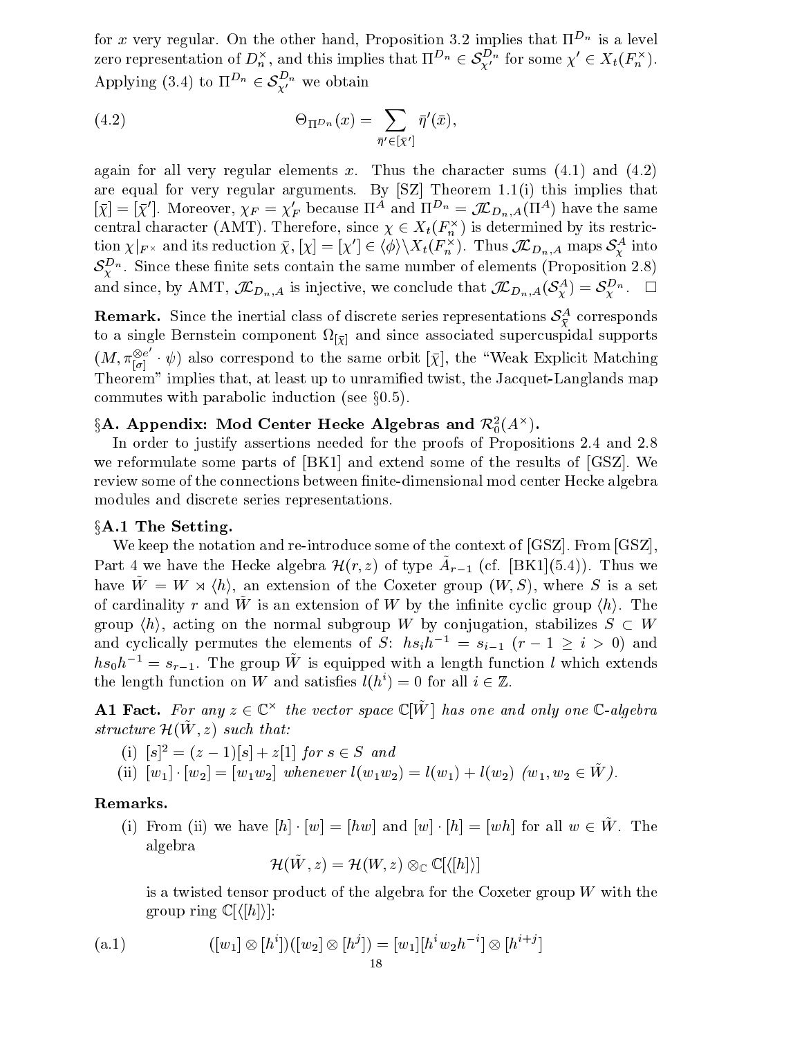for $x$ very regular. On the other hand, Proposition 3.2 implies that $\Pi^{D_n}$ is a level zero representation of $D_n^\times$, and this implies that $\Pi^{D_n} \in \mathcal{S}^{D_n}_{\chi'}$ for some $\chi' \in X_t(F_n^\times)$. Applying (3.4) to $\Pi^{D_n} \in \mathcal{S}^{D_n}_{\chi'}$ we obtain

$$\Theta_{\Pi^{D_n}}(x) = \sum_{\bar{\eta}' \in [\bar{\chi}']} \bar{\eta}'(\bar{x}), \tag{4.2}$$

again for all very regular elements $x$. Thus the character sums (4.1) and (4.2) are equal for very regular arguments. By [SZ] Theorem 1.1(i) this implies that $[\bar{\chi}] = [\bar{\chi}']$. Moreover, $\chi_F = \chi'_F$ because $\Pi^A$ and $\Pi^{D_n} = \mathcal{JL}_{D_n,A}(\Pi^A)$ have the same central character (AMT). Therefore, since $\chi \in X_t(F_n^\times)$ is determined by its restriction $\chi|_{F^\times}$ and its reduction $\bar{\chi}$, $[\chi] = [\chi'] \in \langle\phi\rangle\backslash X_t(F_n^\times)$. Thus $\mathcal{JL}_{D_n,A}$ maps $\mathcal{S}^A_\chi$ into $\mathcal{S}^{D_n}_\chi$. Since these finite sets contain the same number of elements (Proposition 2.8) and since, by AMT, $\mathcal{JL}_{D_n,A}$ is injective, we conclude that $\mathcal{JL}_{D_n,A}(\mathcal{S}^A_\chi) = \mathcal{S}^{D_n}_\chi$. $\square$

**Remark.** Since the inertial class of discrete series representations $\mathcal{S}^A_{\bar{\chi}}$ corresponds to a single Bernstein component $\Omega_{[\bar{\chi}]}$ and since associated supercuspidal supports $(M, \pi^{\otimes e'}_{[\sigma]} \cdot \psi)$ also correspond to the same orbit $[\bar{\chi}]$, the "Weak Explicit Matching Theorem" implies that, at least up to unramified twist, the Jacquet-Langlands map commutes with parabolic induction (see §0.5).

## §A. Appendix: Mod Center Hecke Algebras and $\mathcal{R}^2_0(A^\times)$.

In order to justify assertions needed for the proofs of Propositions 2.4 and 2.8 we reformulate some parts of [BK1] and extend some of the results of [GSZ]. We review some of the connections between finite-dimensional mod center Hecke algebra modules and discrete series representations.

### §A.1 The Setting.

We keep the notation and re-introduce some of the context of [GSZ]. From [GSZ], Part 4 we have the Hecke algebra $\mathcal{H}(r,z)$ of type $\tilde{A}_{r-1}$ (cf. [BK1](5.4)). Thus we have $\tilde{W} = W \rtimes \langle h\rangle$, an extension of the Coxeter group $(W,S)$, where $S$ is a set of cardinality $r$ and $\tilde{W}$ is an extension of $W$ by the infinite cyclic group $\langle h\rangle$. The group $\langle h\rangle$, acting on the normal subgroup $W$ by conjugation, stabilizes $S \subset W$ and cyclically permutes the elements of $S$: $hs_ih^{-1} = s_{i-1}$ ($r-1 \geq i > 0$) and $hs_0h^{-1} = s_{r-1}$. The group $\tilde{W}$ is equipped with a length function $l$ which extends the length function on $W$ and satisfies $l(h^i) = 0$ for all $i \in \mathbb{Z}$.

**A1 Fact.** *For any $z \in \mathbb{C}^\times$ the vector space $\mathbb{C}[\tilde{W}]$ has one and only one $\mathbb{C}$-algebra structure $\mathcal{H}(\tilde{W}, z)$ such that:*

(i) $[s]^2 = (z-1)[s] + z[1]$ *for $s \in S$ and*

(ii) $[w_1]\cdot[w_2] = [w_1w_2]$ *whenever $l(w_1w_2) = l(w_1) + l(w_2)$ ($w_1, w_2 \in \tilde{W}$).*

**Remarks.**

(i) From (ii) we have $[h]\cdot[w] = [hw]$ and $[w]\cdot[h] = [wh]$ for all $w \in \tilde{W}$. The algebra

$$\mathcal{H}(\tilde{W}, z) = \mathcal{H}(W,z) \otimes_{\mathbb{C}} \mathbb{C}[\langle[h]\rangle]$$

is a twisted tensor product of the algebra for the Coxeter group $W$ with the group ring $\mathbb{C}[\langle[h]\rangle]$:

$$([w_1]\otimes[h^i])([w_2]\otimes[h^j]) = [w_1][h^iw_2h^{-i}]\otimes[h^{i+j}] \tag{a.1}$$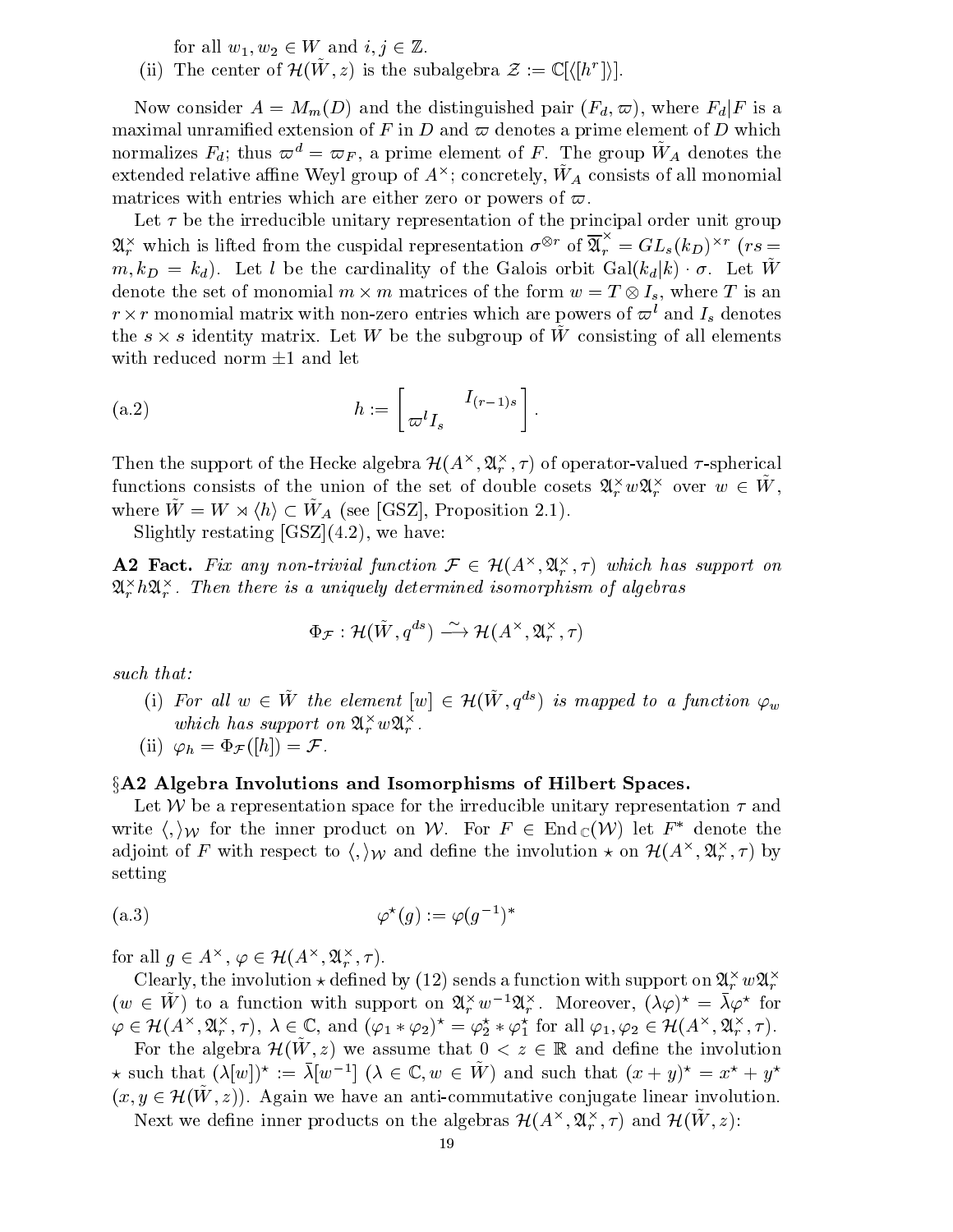for all $w_1, w_2 \in W$ and $i, j \in \mathbb{Z}$.

(ii) The center of $\mathcal{H}(\tilde{W}, z)$ is the subalgebra $\mathcal{Z} := \mathbb{C}[\langle [h^r] \rangle]$.

Now consider $A = M_m(D)$ and the distinguished pair $(F_d, \varpi)$, where $F_d|F$ is a maximal unramified extension of $F$ in $D$ and $\varpi$ denotes a prime element of $D$ which normalizes $F_d$; thus $\varpi^d = \varpi_F$, a prime element of $F$. The group $\tilde{W}_A$ denotes the extended relative affine Weyl group of $A^\times$; concretely, $\tilde{W}_A$ consists of all monomial matrices with entries which are either zero or powers of $\varpi$.

Let $\tau$ be the irreducible unitary representation of the principal order unit group $\mathfrak{A}_r^\times$ which is lifted from the cuspidal representation $\sigma^{\otimes r}$ of $\overline{\mathfrak{A}}_r^\times = GL_s(k_D)^{\times r}$ ($rs = m, k_D = k_d$). Let $l$ be the cardinality of the Galois orbit $\mathrm{Gal}(k_d|k) \cdot \sigma$. Let $\tilde{W}$ denote the set of monomial $m \times m$ matrices of the form $w = T \otimes I_s$, where $T$ is an $r \times r$ monomial matrix with non-zero entries which are powers of $\varpi^l$ and $I_s$ denotes the $s \times s$ identity matrix. Let $W$ be the subgroup of $\tilde{W}$ consisting of all elements with reduced norm $\pm 1$ and let

$$h := \begin{bmatrix} & I_{(r-1)s} \\ \varpi^l I_s & \end{bmatrix}. \tag{a.2}$$

Then the support of the Hecke algebra $\mathcal{H}(A^\times, \mathfrak{A}_r^\times, \tau)$ of operator-valued $\tau$-spherical functions consists of the union of the set of double cosets $\mathfrak{A}_r^\times w \mathfrak{A}_r^\times$ over $w \in \tilde{W}$, where $\tilde{W} = W \rtimes \langle h \rangle \subset \tilde{W}_A$ (see [GSZ], Proposition 2.1).

Slightly restating [GSZ](4.2), we have:

**A2 Fact.** *Fix any non-trivial function $\mathcal{F} \in \mathcal{H}(A^\times, \mathfrak{A}_r^\times, \tau)$ which has support on $\mathfrak{A}_r^\times h \mathfrak{A}_r^\times$. Then there is a uniquely determined isomorphism of algebras*

$$\Phi_{\mathcal{F}} : \mathcal{H}(\tilde{W}, q^{ds}) \xrightarrow{\sim} \mathcal{H}(A^\times, \mathfrak{A}_r^\times, \tau)$$

*such that:*

(i) *For all $w \in \tilde{W}$ the element $[w] \in \mathcal{H}(\tilde{W}, q^{ds})$ is mapped to a function $\varphi_w$ which has support on $\mathfrak{A}_r^\times w \mathfrak{A}_r^\times$.*

(ii) $\varphi_h = \Phi_{\mathcal{F}}([h]) = \mathcal{F}$.

## §A2 Algebra Involutions and Isomorphisms of Hilbert Spaces.

Let $\mathcal{W}$ be a representation space for the irreducible unitary representation $\tau$ and write $\langle , \rangle_{\mathcal{W}}$ for the inner product on $\mathcal{W}$. For $F \in \mathrm{End}_{\mathbb{C}}(\mathcal{W})$ let $F^*$ denote the adjoint of $F$ with respect to $\langle , \rangle_{\mathcal{W}}$ and define the involution $\star$ on $\mathcal{H}(A^\times, \mathfrak{A}_r^\times, \tau)$ by setting

$$\varphi^\star(g) := \varphi(g^{-1})^* \tag{a.3}$$

for all $g \in A^\times$, $\varphi \in \mathcal{H}(A^\times, \mathfrak{A}_r^\times, \tau)$.

Clearly, the involution $\star$ defined by (12) sends a function with support on $\mathfrak{A}_r^\times w \mathfrak{A}_r^\times$ ($w \in \tilde{W}$) to a function with support on $\mathfrak{A}_r^\times w^{-1} \mathfrak{A}_r^\times$. Moreover, $(\lambda \varphi)^\star = \bar{\lambda} \varphi^\star$ for $\varphi \in \mathcal{H}(A^\times, \mathfrak{A}_r^\times, \tau)$, $\lambda \in \mathbb{C}$, and $(\varphi_1 * \varphi_2)^\star = \varphi_2^\star * \varphi_1^\star$ for all $\varphi_1, \varphi_2 \in \mathcal{H}(A^\times, \mathfrak{A}_r^\times, \tau)$.

For the algebra $\mathcal{H}(\tilde{W}, z)$ we assume that $0 < z \in \mathbb{R}$ and define the involution $\star$ such that $(\lambda[w])^\star := \bar{\lambda}[w^{-1}]$ ($\lambda \in \mathbb{C}, w \in \tilde{W}$) and such that $(x + y)^\star = x^\star + y^\star$ ($x, y \in \mathcal{H}(\tilde{W}, z)$). Again we have an anti-commutative conjugate linear involution.

Next we define inner products on the algebras $\mathcal{H}(A^\times, \mathfrak{A}_r^\times, \tau)$ and $\mathcal{H}(\tilde{W}, z)$: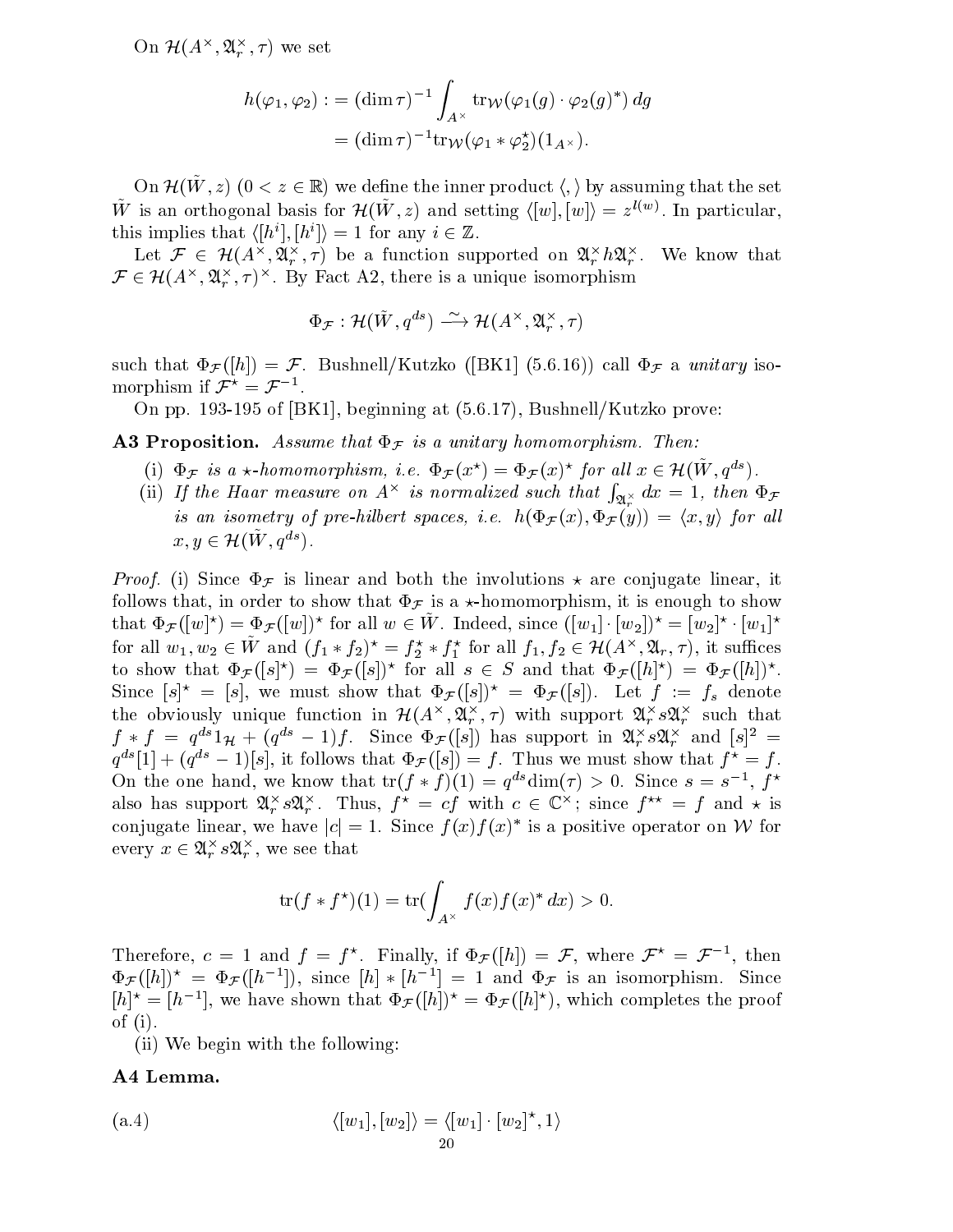On $\mathcal{H}(A^\times, \mathfrak{A}_r^\times, \tau)$ we set

$$
\begin{aligned}
h(\varphi_1, \varphi_2) &:= (\dim \tau)^{-1} \int_{A^\times} \mathrm{tr}_{\mathcal{W}}(\varphi_1(g) \cdot \varphi_2(g)^*)\, dg \\
&= (\dim \tau)^{-1} \mathrm{tr}_{\mathcal{W}}(\varphi_1 * \varphi_2^\star)(1_{A^\times}).
\end{aligned}
$$

On $\mathcal{H}(\tilde{W}, z)$ $(0 < z \in \mathbb{R})$ we define the inner product $\langle , \rangle$ by assuming that the set $\tilde{W}$ is an orthogonal basis for $\mathcal{H}(\tilde{W}, z)$ and setting $\langle [w], [w] \rangle = z^{l(w)}$. In particular, this implies that $\langle [h^i], [h^i] \rangle = 1$ for any $i \in \mathbb{Z}$.

Let $\mathcal{F} \in \mathcal{H}(A^\times, \mathfrak{A}_r^\times, \tau)$ be a function supported on $\mathfrak{A}_r^\times h \mathfrak{A}_r^\times$. We know that $\mathcal{F} \in \mathcal{H}(A^\times, \mathfrak{A}_r^\times, \tau)^\times$. By Fact A2, there is a unique isomorphism

$$
\Phi_{\mathcal{F}} : \mathcal{H}(\tilde{W}, q^{ds}) \xrightarrow{\sim} \mathcal{H}(A^\times, \mathfrak{A}_r^\times, \tau)
$$

such that $\Phi_{\mathcal{F}}([h]) = \mathcal{F}$. Bushnell/Kutzko ([BK1] (5.6.16)) call $\Phi_{\mathcal{F}}$ a *unitary* isomorphism if $\mathcal{F}^\star = \mathcal{F}^{-1}$.

On pp. 193-195 of [BK1], beginning at (5.6.17), Bushnell/Kutzko prove:

**A3 Proposition.** *Assume that $\Phi_{\mathcal{F}}$ is a unitary homomorphism. Then:*

(i) *$\Phi_{\mathcal{F}}$ is a $\star$-homomorphism, i.e. $\Phi_{\mathcal{F}}(x^\star) = \Phi_{\mathcal{F}}(x)^\star$ for all $x \in \mathcal{H}(\tilde{W}, q^{ds})$.*

(ii) *If the Haar measure on $A^\times$ is normalized such that $\int_{\mathfrak{A}_r^\times} dx = 1$, then $\Phi_{\mathcal{F}}$ is an isometry of pre-hilbert spaces, i.e. $h(\Phi_{\mathcal{F}}(x), \Phi_{\mathcal{F}}(y)) = \langle x, y \rangle$ for all $x, y \in \mathcal{H}(\tilde{W}, q^{ds})$.*

*Proof.* (i) Since $\Phi_{\mathcal{F}}$ is linear and both the involutions $\star$ are conjugate linear, it follows that, in order to show that $\Phi_{\mathcal{F}}$ is a $\star$-homomorphism, it is enough to show that $\Phi_{\mathcal{F}}([w]^\star) = \Phi_{\mathcal{F}}([w])^\star$ for all $w \in \tilde{W}$. Indeed, since $([w_1] \cdot [w_2])^\star = [w_2]^\star \cdot [w_1]^\star$ for all $w_1, w_2 \in \tilde{W}$ and $(f_1 * f_2)^\star = f_2^\star * f_1^\star$ for all $f_1, f_2 \in \mathcal{H}(A^\times, \mathfrak{A}_r, \tau)$, it suffices to show that $\Phi_{\mathcal{F}}([s]^\star) = \Phi_{\mathcal{F}}([s])^\star$ for all $s \in S$ and that $\Phi_{\mathcal{F}}([h]^\star) = \Phi_{\mathcal{F}}([h])^\star$. Since $[s]^\star = [s]$, we must show that $\Phi_{\mathcal{F}}([s])^\star = \Phi_{\mathcal{F}}([s])$. Let $f := f_s$ denote the obviously unique function in $\mathcal{H}(A^\times, \mathfrak{A}_r^\times, \tau)$ with support $\mathfrak{A}_r^\times s \mathfrak{A}_r^\times$ such that $f * f = q^{ds} 1_{\mathcal{H}} + (q^{ds} - 1) f$. Since $\Phi_{\mathcal{F}}([s])$ has support in $\mathfrak{A}_r^\times s \mathfrak{A}_r^\times$ and $[s]^2 = q^{ds}[1] + (q^{ds} - 1)[s]$, it follows that $\Phi_{\mathcal{F}}([s]) = f$. Thus we must show that $f^\star = f$. On the one hand, we know that $\mathrm{tr}(f * f)(1) = q^{ds} \dim(\tau) > 0$. Since $s = s^{-1}$, $f^\star$ also has support $\mathfrak{A}_r^\times s \mathfrak{A}_r^\times$. Thus, $f^\star = cf$ with $c \in \mathbb{C}^\times$; since $f^{\star\star} = f$ and $\star$ is conjugate linear, we have $|c| = 1$. Since $f(x) f(x)^*$ is a positive operator on $\mathcal{W}$ for every $x \in \mathfrak{A}_r^\times s \mathfrak{A}_r^\times$, we see that

$$
\mathrm{tr}(f * f^\star)(1) = \mathrm{tr}\Big(\int_{A^\times} f(x) f(x)^* \, dx\Big) > 0.
$$

Therefore, $c = 1$ and $f = f^\star$. Finally, if $\Phi_{\mathcal{F}}([h]) = \mathcal{F}$, where $\mathcal{F}^\star = \mathcal{F}^{-1}$, then $\Phi_{\mathcal{F}}([h])^\star = \Phi_{\mathcal{F}}([h^{-1}])$, since $[h] * [h^{-1}] = 1$ and $\Phi_{\mathcal{F}}$ is an isomorphism. Since $[h]^\star = [h^{-1}]$, we have shown that $\Phi_{\mathcal{F}}([h])^\star = \Phi_{\mathcal{F}}([h]^\star)$, which completes the proof of (i).

(ii) We begin with the following:

**A4 Lemma.**

$$
\langle [w_1], [w_2] \rangle = \langle [w_1] \cdot [w_2]^\star, 1 \rangle \tag{a.4}
$$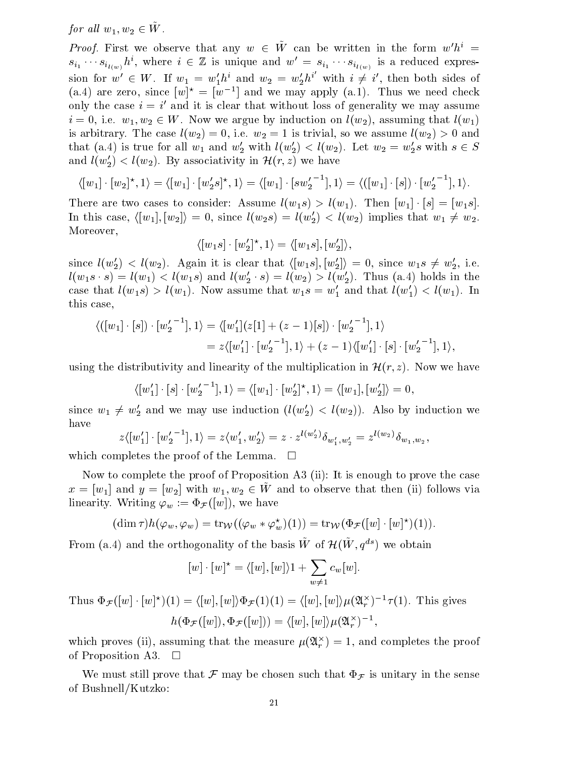*for all* $w_1, w_2 \in \tilde{W}$.

*Proof.* First we observe that any $w \in \tilde{W}$ can be written in the form $w'h^i = s_{i_1} \cdots s_{i_{l(w)}} h^i$, where $i \in \mathbb{Z}$ is unique and $w' = s_{i_1} \cdots s_{i_{l(w)}}$ is a reduced expression for $w' \in W$. If $w_1 = w_1' h^i$ and $w_2 = w_2' h^{i'}$ with $i \neq i'$, then both sides of (a.4) are zero, since $[w]^\star = [w^{-1}]$ and we may apply (a.1). Thus we need check only the case $i = i'$ and it is clear that without loss of generality we may assume $i = 0$, i.e. $w_1, w_2 \in W$. Now we argue by induction on $l(w_2)$, assuming that $l(w_1)$ is arbitrary. The case $l(w_2) = 0$, i.e. $w_2 = 1$ is trivial, so we assume $l(w_2) > 0$ and that (a.4) is true for all $w_1$ and $w_2'$ with $l(w_2') < l(w_2)$. Let $w_2 = w_2' s$ with $s \in S$ and $l(w_2') < l(w_2)$. By associativity in $\mathcal{H}(r, z)$ we have

$$\langle [w_1] \cdot [w_2]^\star, 1 \rangle = \langle [w_1] \cdot [w_2' s]^\star, 1 \rangle = \langle [w_1] \cdot [s {w_2'}^{-1}], 1 \rangle = \langle ([w_1] \cdot [s]) \cdot [{w_2'}^{-1}], 1 \rangle.$$

There are two cases to consider: Assume $l(w_1 s) > l(w_1)$. Then $[w_1] \cdot [s] = [w_1 s]$. In this case, $\langle [w_1], [w_2] \rangle = 0$, since $l(w_2 s) = l(w_2') < l(w_2)$ implies that $w_1 \neq w_2$. Moreover,

$$\langle [w_1 s] \cdot [w_2']^\star, 1 \rangle = \langle [w_1 s], [w_2'] \rangle,$$

since $l(w_2') < l(w_2)$. Again it is clear that $\langle [w_1 s], [w_2'] \rangle = 0$, since $w_1 s \neq w_2'$, i.e. $l(w_1 s \cdot s) = l(w_1) < l(w_1 s)$ and $l(w_2' \cdot s) = l(w_2) > l(w_2')$. Thus (a.4) holds in the case that $l(w_1 s) > l(w_1)$. Now assume that $w_1 s = w_1'$ and that $l(w_1') < l(w_1)$. In this case,

$$\begin{aligned}
\langle ([w_1] \cdot [s]) \cdot [{w_2'}^{-1}], 1 \rangle &= \langle [w_1'](z[1] + (z-1)[s]) \cdot [{w_2'}^{-1}], 1 \rangle \\
&= z \langle [w_1'] \cdot [{w_2'}^{-1}], 1 \rangle + (z-1) \langle [w_1'] \cdot [s] \cdot [{w_2'}^{-1}], 1 \rangle,
\end{aligned}$$

using the distributivity and linearity of the multiplication in $\mathcal{H}(r, z)$. Now we have

$$\langle [w_1'] \cdot [s] \cdot [{w_2'}^{-1}], 1 \rangle = \langle [w_1] \cdot [w_2']^\star, 1 \rangle = \langle [w_1], [w_2'] \rangle = 0,$$

since $w_1 \neq w_2'$ and we may use induction ($l(w_2') < l(w_2)$). Also by induction we have

$$z \langle [w_1'] \cdot [{w_2'}^{-1}], 1 \rangle = z \langle w_1', w_2' \rangle = z \cdot z^{l(w_2')} \delta_{w_1', w_2'} = z^{l(w_2)} \delta_{w_1, w_2},$$

which completes the proof of the Lemma. $\square$

Now to complete the proof of Proposition A3 (ii): It is enough to prove the case $x = [w_1]$ and $y = [w_2]$ with $w_1, w_2 \in \tilde{W}$ and to observe that then (ii) follows via linearity. Writing $\varphi_w := \Phi_{\mathcal{F}}([w])$, we have

$$(\dim \tau) h(\varphi_w, \varphi_w) = \mathrm{tr}_{\mathcal{W}}((\varphi_w * \varphi_w^\star)(1)) = \mathrm{tr}_{\mathcal{W}}(\Phi_{\mathcal{F}}([w] \cdot [w]^\star)(1)).$$

From (a.4) and the orthogonality of the basis $\tilde{W}$ of $\mathcal{H}(\tilde{W}, q^{ds})$ we obtain

$$[w] \cdot [w]^\star = \langle [w], [w] \rangle 1 + \sum_{w \neq 1} c_w [w].$$

Thus $\Phi_{\mathcal{F}}([w] \cdot [w]^\star)(1) = \langle [w], [w] \rangle \Phi_{\mathcal{F}}(1)(1) = \langle [w], [w] \rangle \mu(\mathfrak{A}_r^\times)^{-1} \tau(1)$. This gives

$$h(\Phi_{\mathcal{F}}([w]), \Phi_{\mathcal{F}}([w])) = \langle [w], [w] \rangle \mu(\mathfrak{A}_r^\times)^{-1},$$

which proves (ii), assuming that the measure $\mu(\mathfrak{A}_r^\times) = 1$, and completes the proof of Proposition A3. $\square$

We must still prove that $\mathcal{F}$ may be chosen such that $\Phi_{\mathcal{F}}$ is unitary in the sense of Bushnell/Kutzko: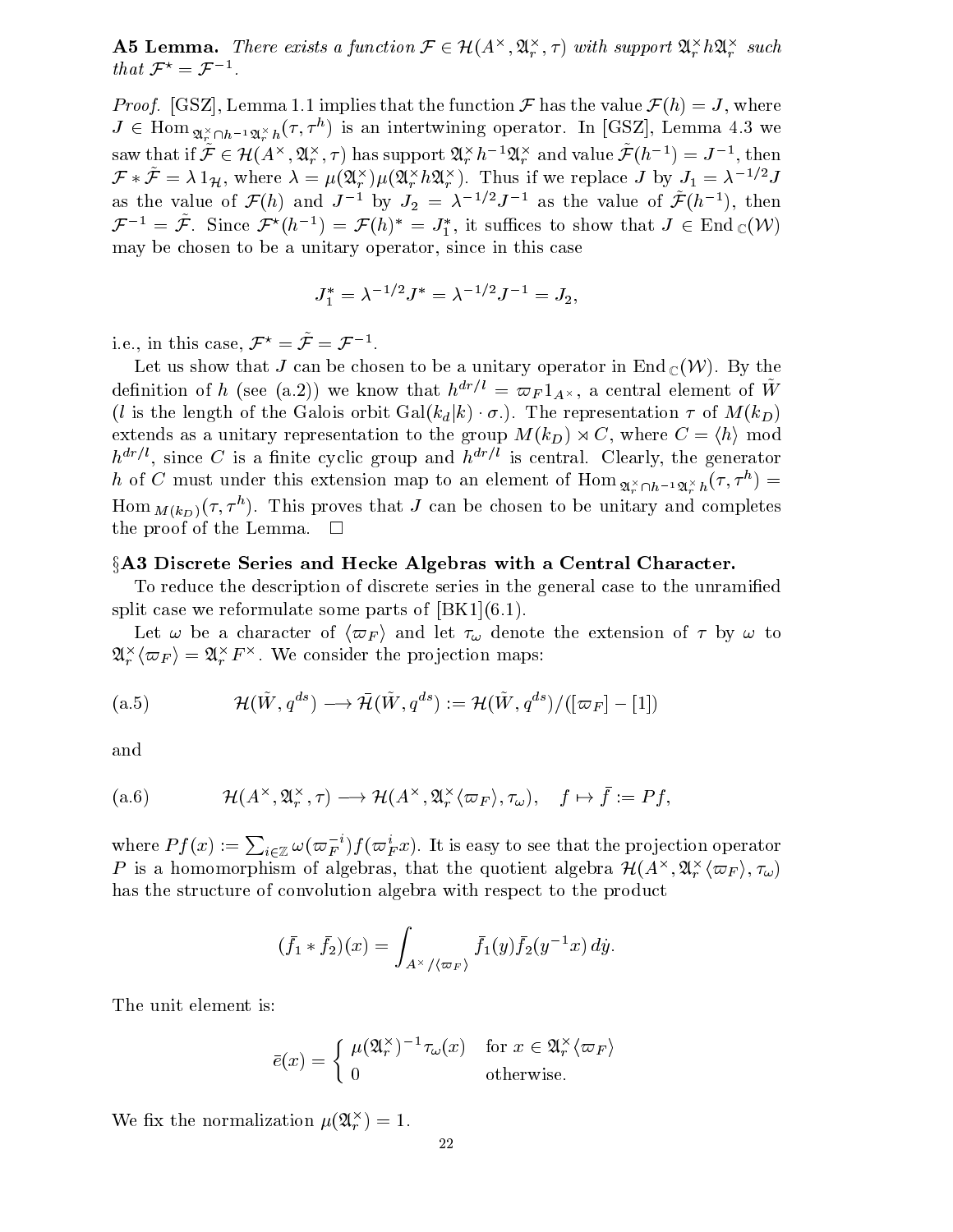**A5 Lemma.** *There exists a function $\mathcal{F} \in \mathcal{H}(A^\times, \mathfrak{A}_r^\times, \tau)$ with support $\mathfrak{A}_r^\times h \mathfrak{A}_r^\times$ such that $\mathcal{F}^\star = \mathcal{F}^{-1}$.*

*Proof.* [GSZ], Lemma 1.1 implies that the function $\mathcal{F}$ has the value $\mathcal{F}(h) = J$, where $J \in \mathrm{Hom}_{\mathfrak{A}_r^\times \cap h^{-1}\mathfrak{A}_r^\times h}(\tau, \tau^h)$ is an intertwining operator. In [GSZ], Lemma 4.3 we saw that if $\tilde{\mathcal{F}} \in \mathcal{H}(A^\times, \mathfrak{A}_r^\times, \tau)$ has support $\mathfrak{A}_r^\times h^{-1} \mathfrak{A}_r^\times$ and value $\tilde{\mathcal{F}}(h^{-1}) = J^{-1}$, then $\mathcal{F} * \tilde{\mathcal{F}} = \lambda 1_{\mathcal{H}}$, where $\lambda = \mu(\mathfrak{A}_r^\times)\mu(\mathfrak{A}_r^\times h \mathfrak{A}_r^\times)$. Thus if we replace $J$ by $J_1 = \lambda^{-1/2} J$ as the value of $\mathcal{F}(h)$ and $J^{-1}$ by $J_2 = \lambda^{-1/2} J^{-1}$ as the value of $\tilde{\mathcal{F}}(h^{-1})$, then $\mathcal{F}^{-1} = \tilde{\mathcal{F}}$. Since $\mathcal{F}^\star(h^{-1}) = \mathcal{F}(h)^* = J_1^*$, it suffices to show that $J \in \mathrm{End}_{\mathbb{C}}(\mathcal{W})$ may be chosen to be a unitary operator, since in this case

$$J_1^* = \lambda^{-1/2} J^* = \lambda^{-1/2} J^{-1} = J_2,$$

i.e., in this case, $\mathcal{F}^\star = \tilde{\mathcal{F}} = \mathcal{F}^{-1}$.

Let us show that $J$ can be chosen to be a unitary operator in $\mathrm{End}_{\mathbb{C}}(\mathcal{W})$. By the definition of $h$ (see (a.2)) we know that $h^{dr/l} = \varpi_F 1_{A^\times}$, a central element of $\tilde{W}$ ($l$ is the length of the Galois orbit $\mathrm{Gal}(k_d|k) \cdot \sigma$.). The representation $\tau$ of $M(k_D)$ extends as a unitary representation to the group $M(k_D) \rtimes C$, where $C = \langle h \rangle \bmod h^{dr/l}$, since $C$ is a finite cyclic group and $h^{dr/l}$ is central. Clearly, the generator $h$ of $C$ must under this extension map to an element of $\mathrm{Hom}_{\mathfrak{A}_r^\times \cap h^{-1}\mathfrak{A}_r^\times h}(\tau, \tau^h) = \mathrm{Hom}_{M(k_D)}(\tau, \tau^h)$. This proves that $J$ can be chosen to be unitary and completes the proof of the Lemma. $\square$

## §A3 Discrete Series and Hecke Algebras with a Central Character.

To reduce the description of discrete series in the general case to the unramified split case we reformulate some parts of [BK1](6.1).

Let $\omega$ be a character of $\langle \varpi_F \rangle$ and let $\tau_\omega$ denote the extension of $\tau$ by $\omega$ to $\mathfrak{A}_r^\times \langle \varpi_F \rangle = \mathfrak{A}_r^\times F^\times$. We consider the projection maps:

$$\mathcal{H}(\tilde{W}, q^{ds}) \longrightarrow \bar{\mathcal{H}}(\tilde{W}, q^{ds}) := \mathcal{H}(\tilde{W}, q^{ds})/([\varpi_F] - [1]) \tag{a.5}$$

and

$$\mathcal{H}(A^\times, \mathfrak{A}_r^\times, \tau) \longrightarrow \mathcal{H}(A^\times, \mathfrak{A}_r^\times \langle \varpi_F \rangle, \tau_\omega), \quad f \mapsto \bar{f} := Pf, \tag{a.6}$$

where $Pf(x) := \sum_{i \in \mathbb{Z}} \omega(\varpi_F^{-i}) f(\varpi_F^i x)$. It is easy to see that the projection operator $P$ is a homomorphism of algebras, that the quotient algebra $\mathcal{H}(A^\times, \mathfrak{A}_r^\times \langle \varpi_F \rangle, \tau_\omega)$ has the structure of convolution algebra with respect to the product

$$(\bar{f}_1 * \bar{f}_2)(x) = \int_{A^\times / \langle \varpi_F \rangle} \bar{f}_1(y) \bar{f}_2(y^{-1}x) \, d\dot{y}.$$

The unit element is:

$$\bar{e}(x) = \begin{cases} \mu(\mathfrak{A}_r^\times)^{-1} \tau_\omega(x) & \text{for } x \in \mathfrak{A}_r^\times \langle \varpi_F \rangle \\ 0 & \text{otherwise.} \end{cases}$$

We fix the normalization $\mu(\mathfrak{A}_r^\times) = 1$.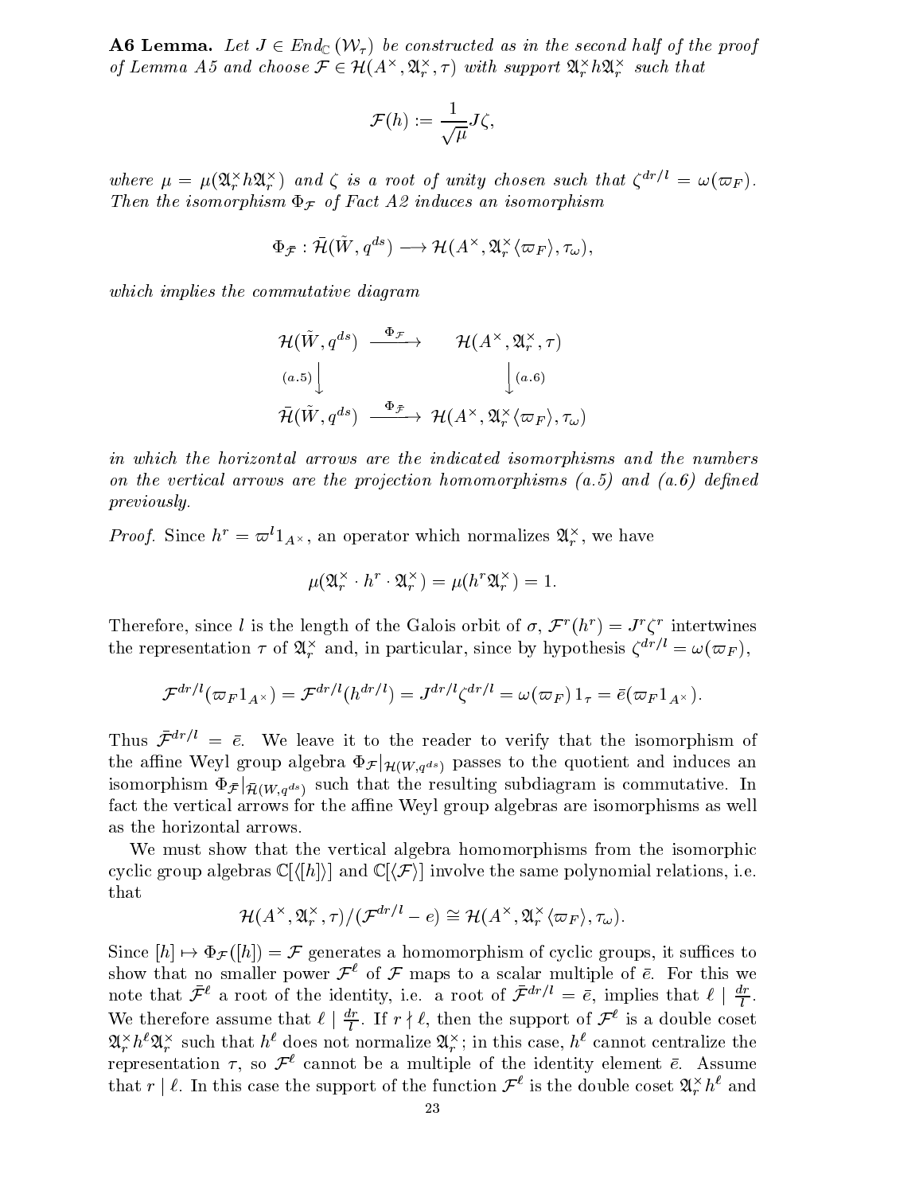**A6 Lemma.** *Let $J \in End_{\mathbb{C}}(\mathcal{W}_\tau)$ be constructed as in the second half of the proof of Lemma A5 and choose $\mathcal{F} \in \mathcal{H}(A^\times, \mathfrak{A}_r^\times, \tau)$ with support $\mathfrak{A}_r^\times h \mathfrak{A}_r^\times$ such that*

$$\mathcal{F}(h) := \frac{1}{\sqrt{\mu}} J\zeta,$$

*where $\mu = \mu(\mathfrak{A}_r^\times h \mathfrak{A}_r^\times)$ and $\zeta$ is a root of unity chosen such that $\zeta^{dr/l} = \omega(\varpi_F)$. Then the isomorphism $\Phi_{\mathcal{F}}$ of Fact A2 induces an isomorphism*

$$\Phi_{\bar{\mathcal{F}}} : \bar{\mathcal{H}}(\tilde{W}, q^{ds}) \longrightarrow \mathcal{H}(A^\times, \mathfrak{A}_r^\times\langle\varpi_F\rangle, \tau_\omega),$$

*which implies the commutative diagram*

$$\begin{array}{ccc}
\mathcal{H}(\tilde{W}, q^{ds}) & \xrightarrow{\Phi_{\mathcal{F}}} & \mathcal{H}(A^\times, \mathfrak{A}_r^\times, \tau) \\
{\scriptstyle (a.5)}\downarrow & & \downarrow{\scriptstyle (a.6)} \\
\bar{\mathcal{H}}(\tilde{W}, q^{ds}) & \xrightarrow{\Phi_{\bar{\mathcal{F}}}} & \mathcal{H}(A^\times, \mathfrak{A}_r^\times\langle\varpi_F\rangle, \tau_\omega)
\end{array}$$

*in which the horizontal arrows are the indicated isomorphisms and the numbers on the vertical arrows are the projection homomorphisms (a.5) and (a.6) defined previously.*

*Proof.* Since $h^r = \varpi^l 1_{A^\times}$, an operator which normalizes $\mathfrak{A}_r^\times$, we have

$$\mu(\mathfrak{A}_r^\times \cdot h^r \cdot \mathfrak{A}_r^\times) = \mu(h^r \mathfrak{A}_r^\times) = 1.$$

Therefore, since $l$ is the length of the Galois orbit of $\sigma$, $\mathcal{F}^r(h^r) = J^r\zeta^r$ intertwines the representation $\tau$ of $\mathfrak{A}_r^\times$ and, in particular, since by hypothesis $\zeta^{dr/l} = \omega(\varpi_F)$,

$$\mathcal{F}^{dr/l}(\varpi_F 1_{A^\times}) = \mathcal{F}^{dr/l}(h^{dr/l}) = J^{dr/l}\zeta^{dr/l} = \omega(\varpi_F)\, 1_\tau = \bar{e}(\varpi_F 1_{A^\times}).$$

Thus $\bar{\mathcal{F}}^{dr/l} = \bar{e}$. We leave it to the reader to verify that the isomorphism of the affine Weyl group algebra $\Phi_{\mathcal{F}}|_{\mathcal{H}(W,q^{ds})}$ passes to the quotient and induces an isomorphism $\Phi_{\bar{\mathcal{F}}}|_{\bar{\mathcal{H}}(W,q^{ds})}$ such that the resulting subdiagram is commutative. In fact the vertical arrows for the affine Weyl group algebras are isomorphisms as well as the horizontal arrows.

We must show that the vertical algebra homomorphisms from the isomorphic cyclic group algebras $\mathbb{C}[\langle [h] \rangle]$ and $\mathbb{C}[\langle \mathcal{F} \rangle]$ involve the same polynomial relations, i.e. that

$$\mathcal{H}(A^\times, \mathfrak{A}_r^\times, \tau)/(\mathcal{F}^{dr/l} - e) \cong \mathcal{H}(A^\times, \mathfrak{A}_r^\times\langle\varpi_F\rangle, \tau_\omega).$$

Since $[h] \mapsto \Phi_{\mathcal{F}}([h]) = \mathcal{F}$ generates a homomorphism of cyclic groups, it suffices to show that no smaller power $\mathcal{F}^\ell$ of $\mathcal{F}$ maps to a scalar multiple of $\bar{e}$. For this we note that $\bar{\mathcal{F}}^\ell$ a root of the identity, i.e. a root of $\bar{\mathcal{F}}^{dr/l} = \bar{e}$, implies that $\ell \mid \frac{dr}{l}$. We therefore assume that $\ell \mid \frac{dr}{l}$. If $r \nmid \ell$, then the support of $\mathcal{F}^\ell$ is a double coset $\mathfrak{A}_r^\times h^\ell \mathfrak{A}_r^\times$ such that $h^\ell$ does not normalize $\mathfrak{A}_r^\times$; in this case, $h^\ell$ cannot centralize the representation $\tau$, so $\mathcal{F}^\ell$ cannot be a multiple of the identity element $\bar{e}$. Assume that $r \mid \ell$. In this case the support of the function $\mathcal{F}^\ell$ is the double coset $\mathfrak{A}_r^\times h^\ell$ and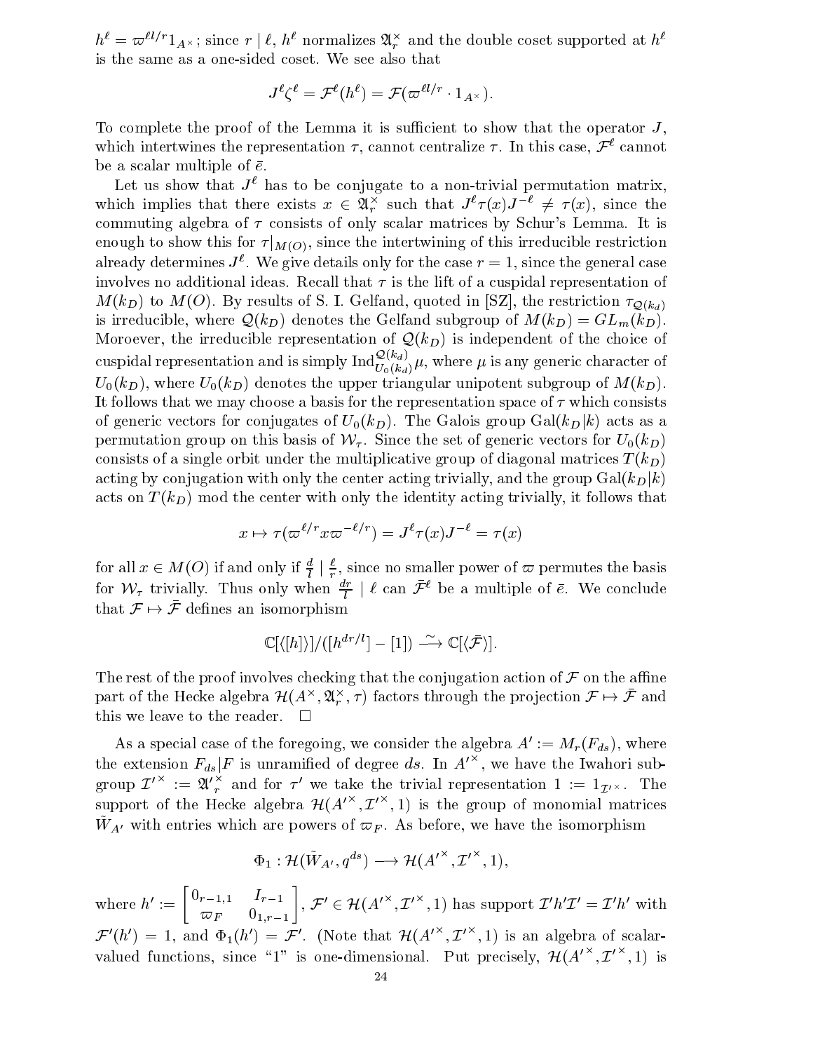$h^\ell = \varpi^{\ell l/r} 1_{A^\times}$; since $r \mid \ell$, $h^\ell$ normalizes $\mathfrak{A}_r^\times$ and the double coset supported at $h^\ell$ is the same as a one-sided coset. We see also that

$$J^\ell \zeta^\ell = \mathcal{F}^\ell(h^\ell) = \mathcal{F}(\varpi^{\ell l/r} \cdot 1_{A^\times}).$$

To complete the proof of the Lemma it is sufficient to show that the operator $J$, which intertwines the representation $\tau$, cannot centralize $\tau$. In this case, $\mathcal{F}^\ell$ cannot be a scalar multiple of $\bar{e}$.

Let us show that $J^\ell$ has to be conjugate to a non-trivial permutation matrix, which implies that there exists $x \in \mathfrak{A}_r^\times$ such that $J^\ell \tau(x) J^{-\ell} \neq \tau(x)$, since the commuting algebra of $\tau$ consists of only scalar matrices by Schur's Lemma. It is enough to show this for $\tau|_{M(O)}$, since the intertwining of this irreducible restriction already determines $J^\ell$. We give details only for the case $r = 1$, since the general case involves no additional ideas. Recall that $\tau$ is the lift of a cuspidal representation of $M(k_D)$ to $M(O)$. By results of S. I. Gelfand, quoted in [SZ], the restriction $\tau_{\mathcal{Q}(k_d)}$ is irreducible, where $\mathcal{Q}(k_D)$ denotes the Gelfand subgroup of $M(k_D) = GL_m(k_D)$. Moroever, the irreducible representation of $\mathcal{Q}(k_D)$ is independent of the choice of cuspidal representation and is simply $\mathrm{Ind}_{U_0(k_d)}^{\mathcal{Q}(k_d)} \mu$, where $\mu$ is any generic character of $U_0(k_D)$, where $U_0(k_D)$ denotes the upper triangular unipotent subgroup of $M(k_D)$. It follows that we may choose a basis for the representation space of $\tau$ which consists of generic vectors for conjugates of $U_0(k_D)$. The Galois group $\mathrm{Gal}(k_D|k)$ acts as a permutation group on this basis of $\mathcal{W}_\tau$. Since the set of generic vectors for $U_0(k_D)$ consists of a single orbit under the multiplicative group of diagonal matrices $T(k_D)$ acting by conjugation with only the center acting trivially, and the group $\mathrm{Gal}(k_D|k)$ acts on $T(k_D)$ mod the center with only the identity acting trivially, it follows that

$$x \mapsto \tau(\varpi^{\ell/r} x \varpi^{-\ell/r}) = J^\ell \tau(x) J^{-\ell} = \tau(x)$$

for all $x \in M(O)$ if and only if $\frac{d}{l} \mid \frac{\ell}{r}$, since no smaller power of $\varpi$ permutes the basis for $\mathcal{W}_\tau$ trivially. Thus only when $\frac{dr}{l} \mid \ell$ can $\bar{\mathcal{F}}^\ell$ be a multiple of $\bar{e}$. We conclude that $\mathcal{F} \mapsto \bar{\mathcal{F}}$ defines an isomorphism

$$\mathbb{C}[\langle [h] \rangle]/([h^{dr/l}] - [1]) \xrightarrow{\sim} \mathbb{C}[\langle \bar{\mathcal{F}} \rangle].$$

The rest of the proof involves checking that the conjugation action of $\mathcal{F}$ on the affine part of the Hecke algebra $\mathcal{H}(A^\times, \mathfrak{A}_r^\times, \tau)$ factors through the projection $\mathcal{F} \mapsto \bar{\mathcal{F}}$ and this we leave to the reader. $\square$

As a special case of the foregoing, we consider the algebra $A' := M_r(F_{ds})$, where the extension $F_{ds}|F$ is unramified of degree $ds$. In $A'^\times$, we have the Iwahori subgroup $\mathcal{I}'^\times := \mathfrak{A}'^\times_r$ and for $\tau'$ we take the trivial representation $1 := 1_{\mathcal{I}'^\times}$. The support of the Hecke algebra $\mathcal{H}(A'^\times, \mathcal{I}'^\times, 1)$ is the group of monomial matrices $\tilde{W}_{A'}$ with entries which are powers of $\varpi_F$. As before, we have the isomorphism

$$\Phi_1 : \mathcal{H}(\tilde{W}_{A'}, q^{ds}) \longrightarrow \mathcal{H}(A'^\times, \mathcal{I}'^\times, 1),$$

where $h' := \begin{bmatrix} 0_{r-1,1} & I_{r-1} \\ \varpi_F & 0_{1,r-1} \end{bmatrix}$, $\mathcal{F}' \in \mathcal{H}(A'^\times, \mathcal{I}'^\times, 1)$ has support $\mathcal{I}' h' \mathcal{I}' = \mathcal{I}' h'$ with $\mathcal{F}'(h') = 1$, and $\Phi_1(h') = \mathcal{F}'$. (Note that $\mathcal{H}(A'^\times, \mathcal{I}'^\times, 1)$ is an algebra of scalar-valued functions, since "1" is one-dimensional. Put precisely, $\mathcal{H}(A'^\times, \mathcal{I}'^\times, 1)$ is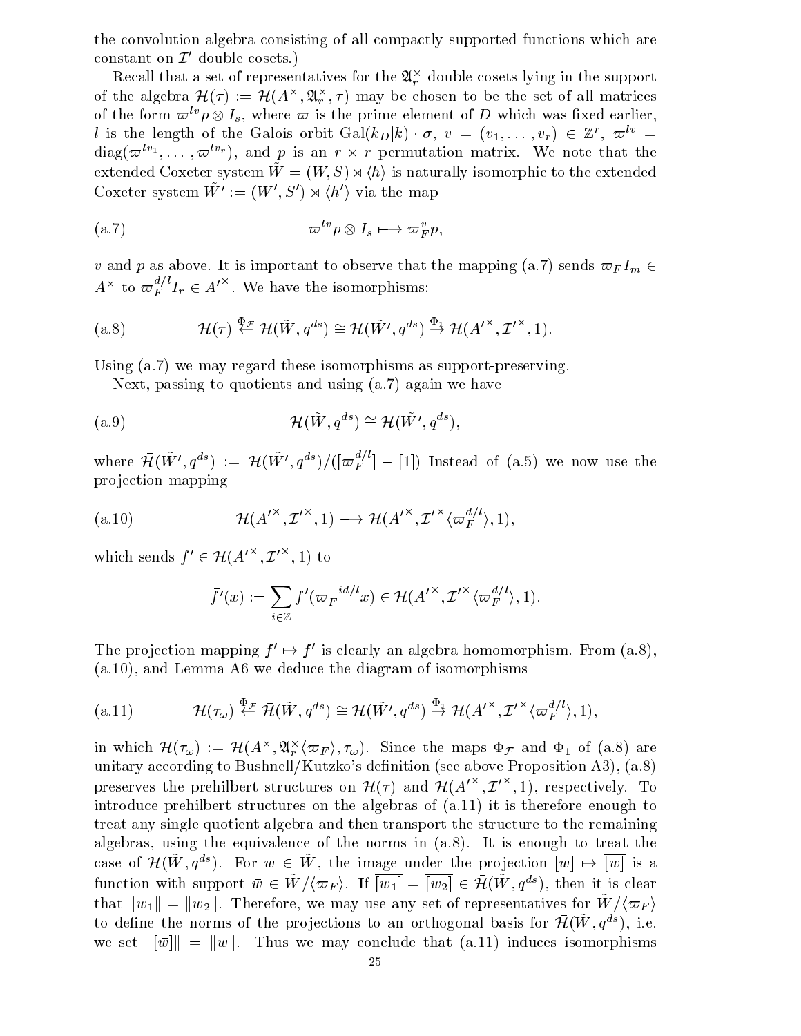the convolution algebra consisting of all compactly supported functions which are constant on $\mathcal{I}'$ double cosets.)

Recall that a set of representatives for the $\mathfrak{A}_r^\times$ double cosets lying in the support of the algebra $\mathcal{H}(\tau) := \mathcal{H}(A^\times, \mathfrak{A}_r^\times, \tau)$ may be chosen to be the set of all matrices of the form $\varpi^{lv} p \otimes I_s$, where $\varpi$ is the prime element of $D$ which was fixed earlier, $l$ is the length of the Galois orbit $\mathrm{Gal}(k_D|k) \cdot \sigma$, $v = (v_1, \ldots, v_r) \in \mathbb{Z}^r$, $\varpi^{lv} = \mathrm{diag}(\varpi^{lv_1}, \ldots, \varpi^{lv_r})$, and $p$ is an $r \times r$ permutation matrix. We note that the extended Coxeter system $\tilde{W} = (W, S) \rtimes \langle h \rangle$ is naturally isomorphic to the extended Coxeter system $\tilde{W}' := (W', S') \rtimes \langle h' \rangle$ via the map

$$\varpi^{lv} p \otimes I_s \longmapsto \varpi_F^v p, \tag{a.7}$$

$v$ and $p$ as above. It is important to observe that the mapping (a.7) sends $\varpi_F I_m \in A^\times$ to $\varpi_F^{d/l} I_r \in A'^\times$. We have the isomorphisms:

$$\mathcal{H}(\tau) \overset{\Phi_{\mathcal{F}}}{\leftarrow} \mathcal{H}(\tilde{W}, q^{ds}) \cong \mathcal{H}(\tilde{W}', q^{ds}) \overset{\Phi_1}{\rightarrow} \mathcal{H}(A'^\times, \mathcal{I}'^\times, 1). \tag{a.8}$$

Using (a.7) we may regard these isomorphisms as support-preserving.

Next, passing to quotients and using (a.7) again we have

$$\bar{\mathcal{H}}(\tilde{W}, q^{ds}) \cong \bar{\mathcal{H}}(\tilde{W}', q^{ds}), \tag{a.9}$$

where $\bar{\mathcal{H}}(\tilde{W}', q^{ds}) := \mathcal{H}(\tilde{W}', q^{ds})/([\varpi_F^{d/l}] - [1])$ Instead of (a.5) we now use the projection mapping

$$\mathcal{H}(A'^\times, \mathcal{I}'^\times, 1) \longrightarrow \mathcal{H}(A'^\times, \mathcal{I}'^\times \langle \varpi_F^{d/l} \rangle, 1), \tag{a.10}$$

which sends $f' \in \mathcal{H}(A'^\times, \mathcal{I}'^\times, 1)$ to

$$\bar{f}'(x) := \sum_{i \in \mathbb{Z}} f'(\varpi_F^{-id/l} x) \in \mathcal{H}(A'^\times, \mathcal{I}'^\times \langle \varpi_F^{d/l} \rangle, 1).$$

The projection mapping $f' \mapsto \bar{f}'$ is clearly an algebra homomorphism. From (a.8), (a.10), and Lemma A6 we deduce the diagram of isomorphisms

$$\mathcal{H}(\tau_\omega) \overset{\Phi_{\bar{\mathcal{F}}}}{\leftarrow} \bar{\mathcal{H}}(\tilde{W}, q^{ds}) \cong \mathcal{H}(\tilde{W}', q^{ds}) \overset{\Phi_{\bar{1}}}{\rightarrow} \mathcal{H}(A'^\times, \mathcal{I}'^\times \langle \varpi_F^{d/l} \rangle, 1), \tag{a.11}$$

in which $\mathcal{H}(\tau_\omega) := \mathcal{H}(A^\times, \mathfrak{A}_r^\times \langle \varpi_F \rangle, \tau_\omega)$. Since the maps $\Phi_{\mathcal{F}}$ and $\Phi_1$ of (a.8) are unitary according to Bushnell/Kutzko's definition (see above Proposition A3), (a.8) preserves the prehilbert structures on $\mathcal{H}(\tau)$ and $\mathcal{H}(A'^\times, \mathcal{I}'^\times, 1)$, respectively. To introduce prehilbert structures on the algebras of (a.11) it is therefore enough to treat any single quotient algebra and then transport the structure to the remaining algebras, using the equivalence of the norms in (a.8). It is enough to treat the case of $\mathcal{H}(\tilde{W}, q^{ds})$. For $w \in \tilde{W}$, the image under the projection $[w] \mapsto \overline{[w]}$ is a function with support $\bar{w} \in \tilde{W}/\langle \varpi_F \rangle$. If $\overline{[w_1]} = \overline{[w_2]} \in \bar{\mathcal{H}}(\tilde{W}, q^{ds})$, then it is clear that $\|w_1\| = \|w_2\|$. Therefore, we may use any set of representatives for $\tilde{W}/\langle \varpi_F \rangle$ to define the norms of the projections to an orthogonal basis for $\bar{\mathcal{H}}(\tilde{W}, q^{ds})$, i.e. we set $\|[\bar{w}]\| = \|w\|$. Thus we may conclude that (a.11) induces isomorphisms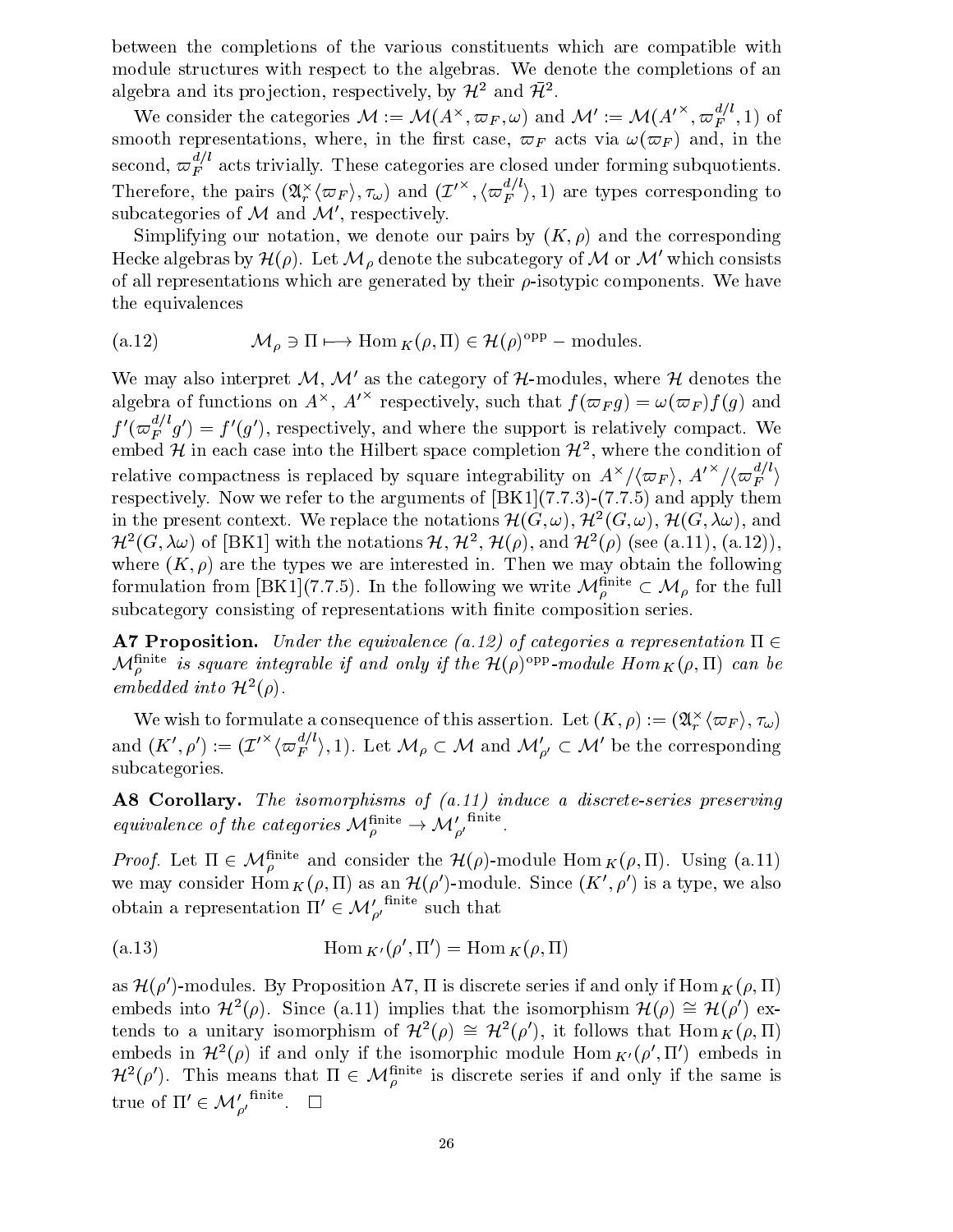between the completions of the various constituents which are compatible with module structures with respect to the algebras. We denote the completions of an algebra and its projection, respectively, by $\mathcal{H}^2$ and $\tilde{\mathcal{H}}^2$.

We consider the categories $\mathcal{M} := \mathcal{M}(A^\times, \varpi_F, \omega)$ and $\mathcal{M}' := \mathcal{M}({A'}^\times, \varpi_F^{d/l}, 1)$ of smooth representations, where, in the first case, $\varpi_F$ acts via $\omega(\varpi_F)$ and, in the second, $\varpi_F^{d/l}$ acts trivially. These categories are closed under forming subquotients. Therefore, the pairs $(\mathfrak{A}_r^\times\langle\varpi_F\rangle, \tau_\omega)$ and $({\mathcal{I}'}^\times, \langle\varpi_F^{d/l}\rangle, 1)$ are types corresponding to subcategories of $\mathcal{M}$ and $\mathcal{M}'$, respectively.

Simplifying our notation, we denote our pairs by $(K, \rho)$ and the corresponding Hecke algebras by $\mathcal{H}(\rho)$. Let $\mathcal{M}_\rho$ denote the subcategory of $\mathcal{M}$ or $\mathcal{M}'$ which consists of all representations which are generated by their $\rho$-isotypic components. We have the equivalences

$$\mathcal{M}_\rho \ni \Pi \longmapsto \operatorname{Hom}_K(\rho, \Pi) \in \mathcal{H}(\rho)^{\mathrm{opp}} - \text{modules.} \tag{a.12}$$

We may also interpret $\mathcal{M}$, $\mathcal{M}'$ as the category of $\mathcal{H}$-modules, where $\mathcal{H}$ denotes the algebra of functions on $A^\times$, ${A'}^\times$ respectively, such that $f(\varpi_F g) = \omega(\varpi_F) f(g)$ and $f'(\varpi_F^{d/l} g') = f'(g')$, respectively, and where the support is relatively compact. We embed $\mathcal{H}$ in each case into the Hilbert space completion $\mathcal{H}^2$, where the condition of relative compactness is replaced by square integrability on $A^\times/\langle\varpi_F\rangle$, ${A'}^\times/\langle\varpi_F^{d/l}\rangle$ respectively. Now we refer to the arguments of [BK1](7.7.3)-(7.7.5) and apply them in the present context. We replace the notations $\mathcal{H}(G,\omega)$, $\mathcal{H}^2(G,\omega)$, $\mathcal{H}(G,\lambda\omega)$, and $\mathcal{H}^2(G,\lambda\omega)$ of [BK1] with the notations $\mathcal{H}$, $\mathcal{H}^2$, $\mathcal{H}(\rho)$, and $\mathcal{H}^2(\rho)$ (see (a.11), (a.12)), where $(K, \rho)$ are the types we are interested in. Then we may obtain the following formulation from [BK1](7.7.5). In the following we write $\mathcal{M}_\rho^{\mathrm{finite}} \subset \mathcal{M}_\rho$ for the full subcategory consisting of representations with finite composition series.

**A7 Proposition.** *Under the equivalence (a.12) of categories a representation $\Pi \in \mathcal{M}_\rho^{\mathrm{finite}}$ is square integrable if and only if the $\mathcal{H}(\rho)^{\mathrm{opp}}$-module $Hom_K(\rho, \Pi)$ can be embedded into $\mathcal{H}^2(\rho)$.*

We wish to formulate a consequence of this assertion. Let $(K, \rho) := (\mathfrak{A}_r^\times\langle\varpi_F\rangle, \tau_\omega)$ and $(K', \rho') := ({\mathcal{I}'}^\times\langle\varpi_F^{d/l}\rangle, 1)$. Let $\mathcal{M}_\rho \subset \mathcal{M}$ and $\mathcal{M}'_{\rho'} \subset \mathcal{M}'$ be the corresponding subcategories.

**A8 Corollary.** *The isomorphisms of (a.11) induce a discrete-series preserving equivalence of the categories $\mathcal{M}_\rho^{\mathrm{finite}} \to {\mathcal{M}'}_{\rho'}^{\mathrm{finite}}$.*

*Proof.* Let $\Pi \in \mathcal{M}_\rho^{\mathrm{finite}}$ and consider the $\mathcal{H}(\rho)$-module $\operatorname{Hom}_K(\rho, \Pi)$. Using (a.11) we may consider $\operatorname{Hom}_K(\rho, \Pi)$ as an $\mathcal{H}(\rho')$-module. Since $(K', \rho')$ is a type, we also obtain a representation $\Pi' \in {\mathcal{M}'}_{\rho'}^{\mathrm{finite}}$ such that

$$\operatorname{Hom}_{K'}(\rho', \Pi') = \operatorname{Hom}_K(\rho, \Pi) \tag{a.13}$$

as $\mathcal{H}(\rho')$-modules. By Proposition A7, $\Pi$ is discrete series if and only if $\operatorname{Hom}_K(\rho, \Pi)$ embeds into $\mathcal{H}^2(\rho)$. Since (a.11) implies that the isomorphism $\mathcal{H}(\rho) \cong \mathcal{H}(\rho')$ extends to a unitary isomorphism of $\mathcal{H}^2(\rho) \cong \mathcal{H}^2(\rho')$, it follows that $\operatorname{Hom}_K(\rho, \Pi)$ embeds in $\mathcal{H}^2(\rho)$ if and only if the isomorphic module $\operatorname{Hom}_{K'}(\rho', \Pi')$ embeds in $\mathcal{H}^2(\rho')$. This means that $\Pi \in \mathcal{M}_\rho^{\mathrm{finite}}$ is discrete series if and only if the same is true of $\Pi' \in {\mathcal{M}'}_{\rho'}^{\mathrm{finite}}$. $\square$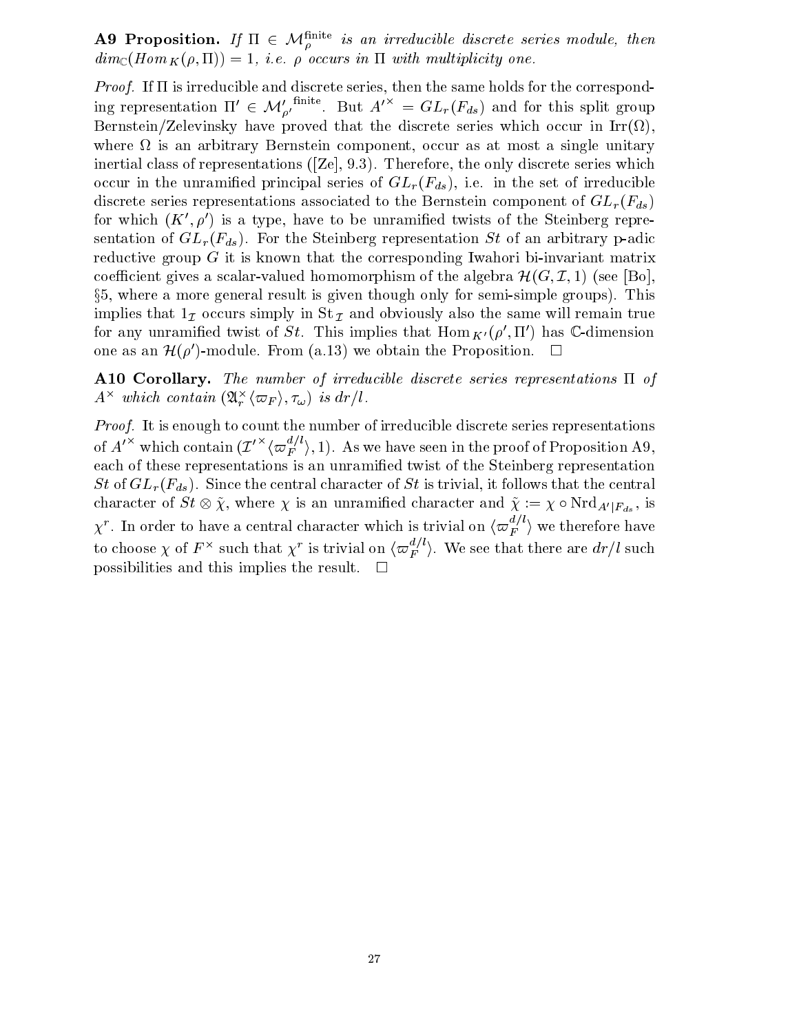**A9 Proposition.** *If $\Pi \in \mathcal{M}_\rho^{\text{finite}}$ is an irreducible discrete series module, then $dim_{\mathbb{C}}(Hom_K(\rho, \Pi)) = 1$, i.e. $\rho$ occurs in $\Pi$ with multiplicity one.*

*Proof.* If $\Pi$ is irreducible and discrete series, then the same holds for the corresponding representation $\Pi' \in {\mathcal{M}'_{\rho'}}^{\text{finite}}$. But $A'^{\times} = GL_r(F_{ds})$ and for this split group Bernstein/Zelevinsky have proved that the discrete series which occur in $\text{Irr}(\Omega)$, where $\Omega$ is an arbitrary Bernstein component, occur as at most a single unitary inertial class of representations ([Ze], 9.3). Therefore, the only discrete series which occur in the unramified principal series of $GL_r(F_{ds})$, i.e. in the set of irreducible discrete series representations associated to the Bernstein component of $GL_r(F_{ds})$ for which $(K', \rho')$ is a type, have to be unramified twists of the Steinberg representation of $GL_r(F_{ds})$. For the Steinberg representation $St$ of an arbitrary p-adic reductive group $G$ it is known that the corresponding Iwahori bi-invariant matrix coefficient gives a scalar-valued homomorphism of the algebra $\mathcal{H}(G, \mathcal{I}, 1)$ (see [Bo], §5, where a more general result is given though only for semi-simple groups). This implies that $1_{\mathcal{I}}$ occurs simply in $\text{St}_{\mathcal{I}}$ and obviously also the same will remain true for any unramified twist of $St$. This implies that $\text{Hom}_{K'}(\rho', \Pi')$ has $\mathbb{C}$-dimension one as an $\mathcal{H}(\rho')$-module. From (a.13) we obtain the Proposition. $\square$

**A10 Corollary.** *The number of irreducible discrete series representations $\Pi$ of $A^{\times}$ which contain $(\mathfrak{A}_r^{\times}\langle\varpi_F\rangle, \tau_\omega)$ is $dr/l$.*

*Proof.* It is enough to count the number of irreducible discrete series representations of $A'^{\times}$ which contain $({\mathcal{I}'}^{\times}\langle\varpi_F^{d/l}\rangle, 1)$. As we have seen in the proof of Proposition A9, each of these representations is an unramified twist of the Steinberg representation $St$ of $GL_r(F_{ds})$. Since the central character of $St$ is trivial, it follows that the central character of $St \otimes \tilde{\chi}$, where $\chi$ is an unramified character and $\tilde{\chi} := \chi \circ \text{Nrd}_{A'|F_{ds}}$, is $\chi^r$. In order to have a central character which is trivial on $\langle\varpi_F^{d/l}\rangle$ we therefore have to choose $\chi$ of $F^{\times}$ such that $\chi^r$ is trivial on $\langle\varpi_F^{d/l}\rangle$. We see that there are $dr/l$ such possibilities and this implies the result. $\square$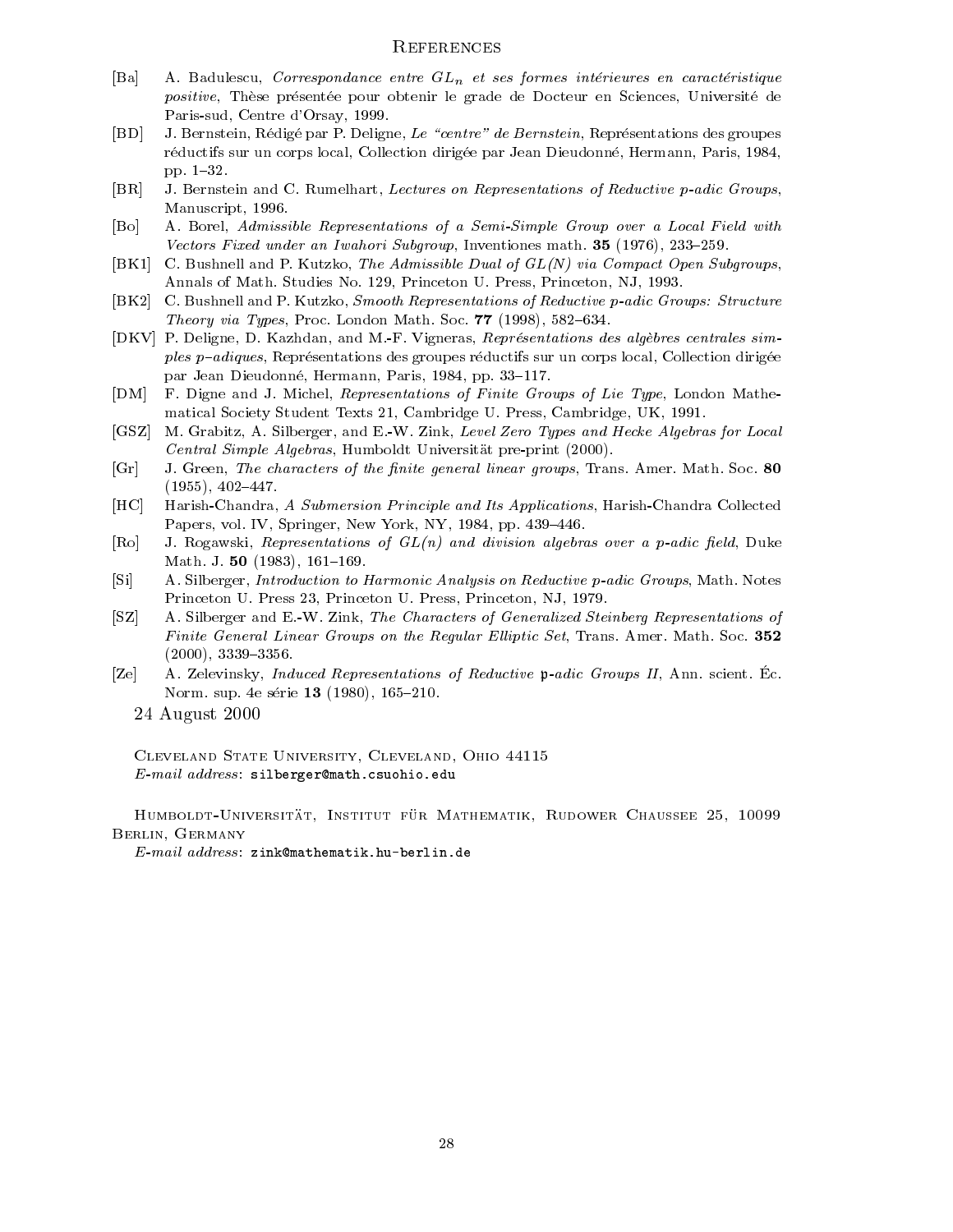## References

[Ba] A. Badulescu, *Correspondance entre $GL_n$ et ses formes intérieures en caractéristique positive*, Thèse présentée pour obtenir le grade de Docteur en Sciences, Université de Paris-sud, Centre d'Orsay, 1999.

[BD] J. Bernstein, Rédigé par P. Deligne, *Le "centre" de Bernstein*, Représentations des groupes réductifs sur un corps local, Collection dirigée par Jean Dieudonné, Hermann, Paris, 1984, pp. 1–32.

[BR] J. Bernstein and C. Rumelhart, *Lectures on Representations of Reductive p-adic Groups*, Manuscript, 1996.

[Bo] A. Borel, *Admissible Representations of a Semi-Simple Group over a Local Field with Vectors Fixed under an Iwahori Subgroup*, Inventiones math. **35** (1976), 233–259.

[BK1] C. Bushnell and P. Kutzko, *The Admissible Dual of GL(N) via Compact Open Subgroups*, Annals of Math. Studies No. 129, Princeton U. Press, Princeton, NJ, 1993.

[BK2] C. Bushnell and P. Kutzko, *Smooth Representations of Reductive p-adic Groups: Structure Theory via Types*, Proc. London Math. Soc. **77** (1998), 582–634.

[DKV] P. Deligne, D. Kazhdan, and M.-F. Vigneras, *Représentations des algèbres centrales simples p–adiques*, Représentations des groupes réductifs sur un corps local, Collection dirigée par Jean Dieudonné, Hermann, Paris, 1984, pp. 33–117.

[DM] F. Digne and J. Michel, *Representations of Finite Groups of Lie Type*, London Mathematical Society Student Texts 21, Cambridge U. Press, Cambridge, UK, 1991.

[GSZ] M. Grabitz, A. Silberger, and E.-W. Zink, *Level Zero Types and Hecke Algebras for Local Central Simple Algebras*, Humboldt Universität pre-print (2000).

[Gr] J. Green, *The characters of the finite general linear groups*, Trans. Amer. Math. Soc. **80** (1955), 402–447.

[HC] Harish-Chandra, *A Submersion Principle and Its Applications*, Harish-Chandra Collected Papers, vol. IV, Springer, New York, NY, 1984, pp. 439–446.

[Ro] J. Rogawski, *Representations of GL(n) and division algebras over a p-adic field*, Duke Math. J. **50** (1983), 161–169.

[Si] A. Silberger, *Introduction to Harmonic Analysis on Reductive p-adic Groups*, Math. Notes Princeton U. Press 23, Princeton U. Press, Princeton, NJ, 1979.

[SZ] A. Silberger and E.-W. Zink, *The Characters of Generalized Steinberg Representations of Finite General Linear Groups on the Regular Elliptic Set*, Trans. Amer. Math. Soc. **352** (2000), 3339–3356.

[Ze] A. Zelevinsky, *Induced Representations of Reductive $\mathfrak{p}$-adic Groups II*, Ann. scient. Éc. Norm. sup. 4e série **13** (1980), 165–210.

24 August 2000

Cleveland State University, Cleveland, Ohio 44115
*E-mail address*: silberger@math.csuohio.edu

Humboldt-Universität, Institut für Mathematik, Rudower Chaussee 25, 10099 Berlin, Germany
*E-mail address*: zink@mathematik.hu-berlin.de